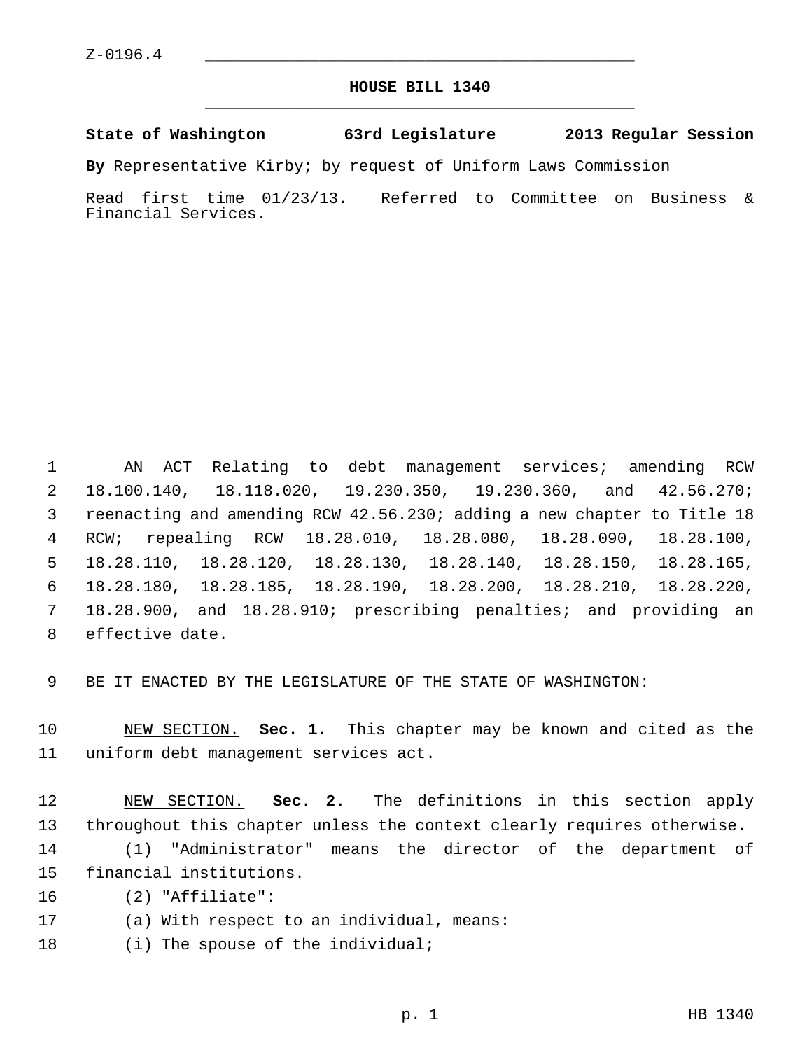Z-0196.4

**HOUSE BILL 1340**

**State of Washington 63rd Legislature 2013 Regular Session**

**By** Representative Kirby; by request of Uniform Laws Commission

Read first time 01/23/13. Referred to Committee on Business & Financial Services.

AN ACT Relating to debt management services; amending RCW 18.100.140, 18.118.020, 19.230.350, 19.230.360, and 42.56.270; reenacting and amending RCW 42.56.230; adding a new chapter to Title 18 RCW; repealing RCW 18.28.010, 18.28.080, 18.28.090, 18.28.100, 18.28.110, 18.28.120, 18.28.130, 18.28.140, 18.28.150, 18.28.165, 18.28.180, 18.28.185, 18.28.190, 18.28.200, 18.28.210, 18.28.220, 18.28.900, and 18.28.910; prescribing penalties; and providing an effective date.

BE IT ENACTED BY THE LEGISLATURE OF THE STATE OF WASHINGTON:

NEW SECTION. **Sec. 1.** This chapter may be known and cited as the uniform debt management services act.

NEW SECTION. **Sec. 2.** The definitions in this section apply throughout this chapter unless the context clearly requires otherwise.

(1) "Administrator" means the director of the department of financial institutions.

(2) "Affiliate":

(a) With respect to an individual, means:

(i) The spouse of the individual;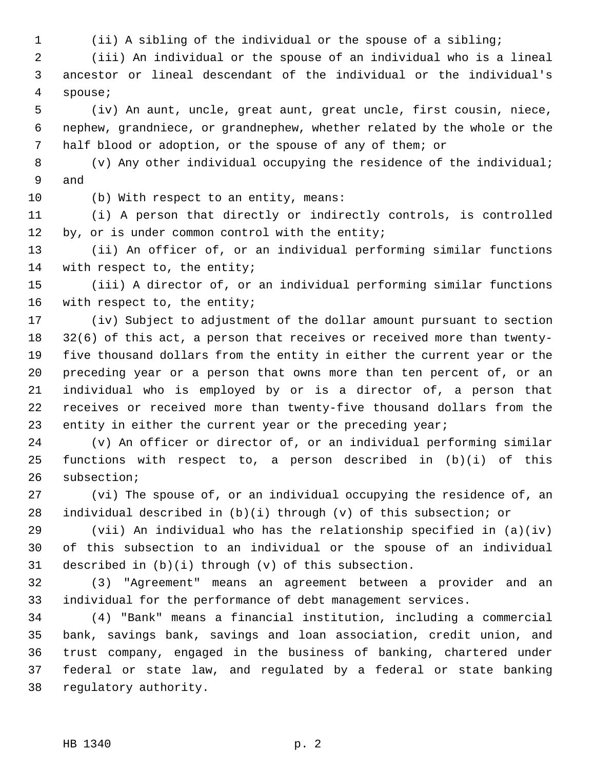(ii) A sibling of the individual or the spouse of a sibling;

(iii) An individual or the spouse of an individual who is a lineal ancestor or lineal descendant of the individual or the individual's spouse;

(iv) An aunt, uncle, great aunt, great uncle, first cousin, niece, nephew, grandniece, or grandnephew, whether related by the whole or the half blood or adoption, or the spouse of any of them; or

(v) Any other individual occupying the residence of the individual; and

(b) With respect to an entity, means:

(i) A person that directly or indirectly controls, is controlled by, or is under common control with the entity;

(ii) An officer of, or an individual performing similar functions with respect to, the entity;

(iii) A director of, or an individual performing similar functions with respect to, the entity;

(iv) Subject to adjustment of the dollar amount pursuant to section 32(6) of this act, a person that receives or received more than twenty-five thousand dollars from the entity in either the current year or the preceding year or a person that owns more than ten percent of, or an individual who is employed by or is a director of, a person that receives or received more than twenty-five thousand dollars from the entity in either the current year or the preceding year;

(v) An officer or director of, or an individual performing similar functions with respect to, a person described in (b)(i) of this subsection;

(vi) The spouse of, or an individual occupying the residence of, an individual described in (b)(i) through (v) of this subsection; or

(vii) An individual who has the relationship specified in (a)(iv) of this subsection to an individual or the spouse of an individual described in (b)(i) through (v) of this subsection.

(3) "Agreement" means an agreement between a provider and an individual for the performance of debt management services.

(4) "Bank" means a financial institution, including a commercial bank, savings bank, savings and loan association, credit union, and trust company, engaged in the business of banking, chartered under federal or state law, and regulated by a federal or state banking regulatory authority.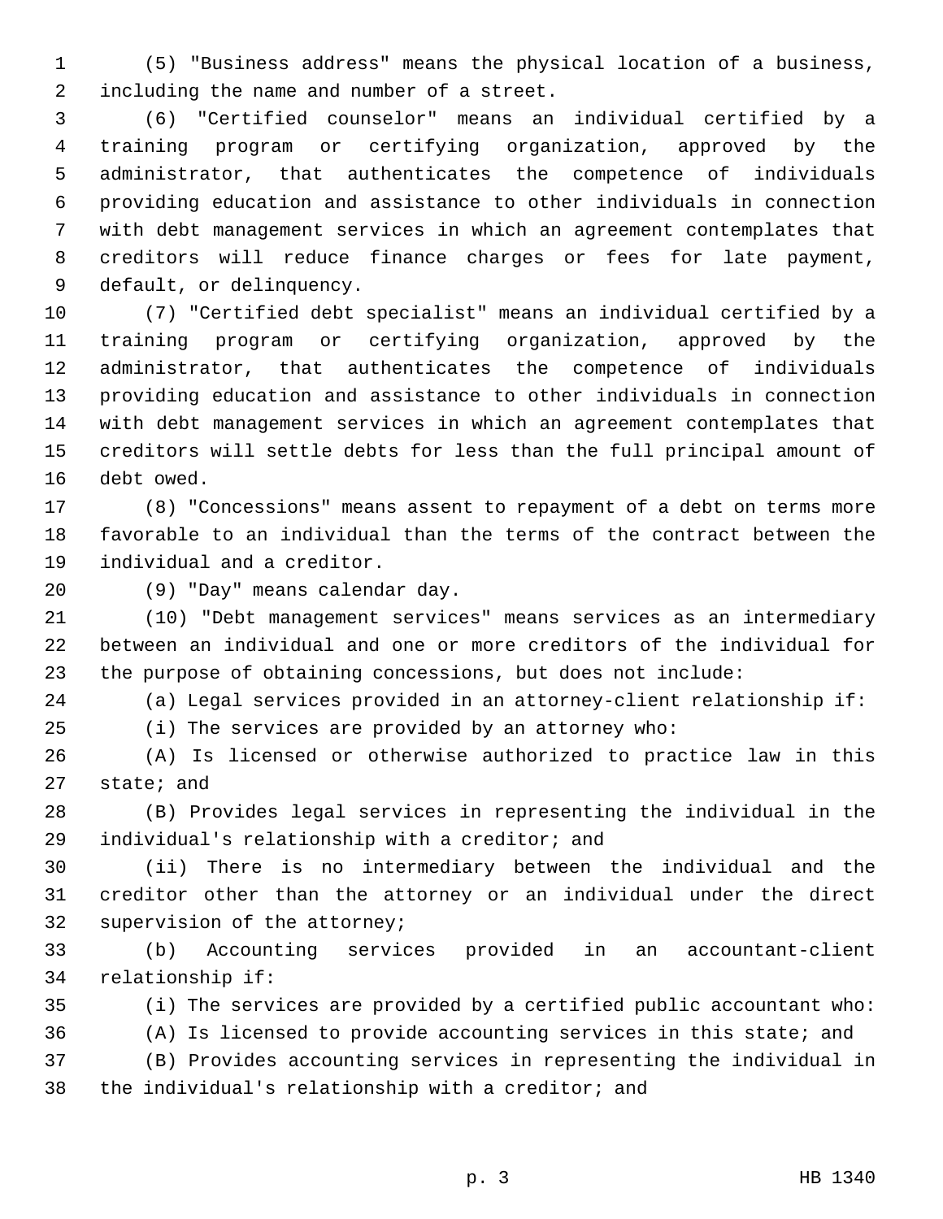(5) "Business address" means the physical location of a business, including the name and number of a street.

(6) "Certified counselor" means an individual certified by a training program or certifying organization, approved by the administrator, that authenticates the competence of individuals providing education and assistance to other individuals in connection with debt management services in which an agreement contemplates that creditors will reduce finance charges or fees for late payment, default, or delinquency.

(7) "Certified debt specialist" means an individual certified by a training program or certifying organization, approved by the administrator, that authenticates the competence of individuals providing education and assistance to other individuals in connection with debt management services in which an agreement contemplates that creditors will settle debts for less than the full principal amount of debt owed.

(8) "Concessions" means assent to repayment of a debt on terms more favorable to an individual than the terms of the contract between the individual and a creditor.

(9) "Day" means calendar day.

(10) "Debt management services" means services as an intermediary between an individual and one or more creditors of the individual for the purpose of obtaining concessions, but does not include:

(a) Legal services provided in an attorney-client relationship if:

(i) The services are provided by an attorney who:

(A) Is licensed or otherwise authorized to practice law in this state; and

(B) Provides legal services in representing the individual in the individual's relationship with a creditor; and

(ii) There is no intermediary between the individual and the creditor other than the attorney or an individual under the direct supervision of the attorney;

(b) Accounting services provided in an accountant-client relationship if:

(i) The services are provided by a certified public accountant who:

(A) Is licensed to provide accounting services in this state; and

(B) Provides accounting services in representing the individual in the individual's relationship with a creditor; and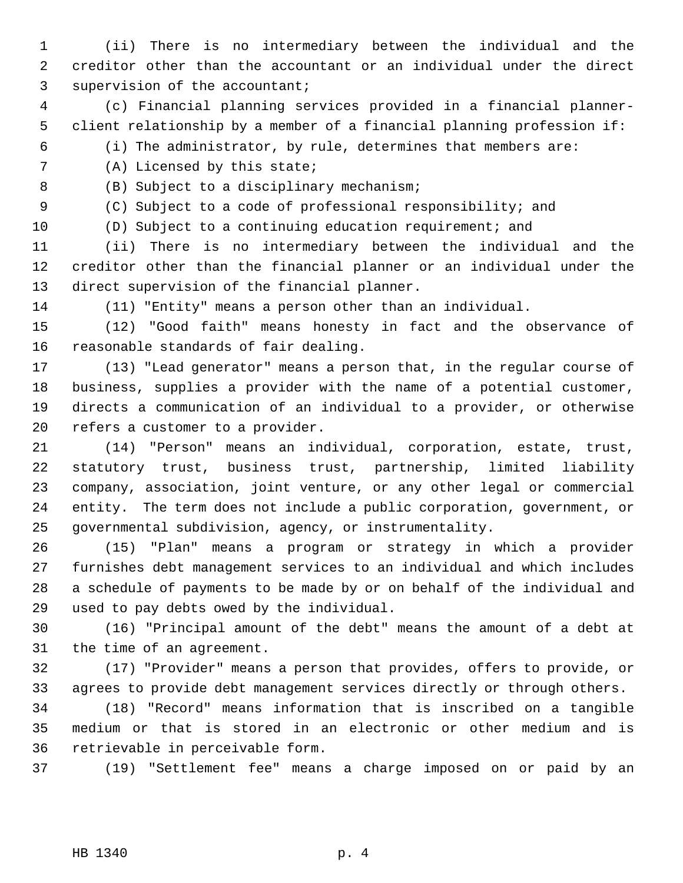(ii) There is no intermediary between the individual and the creditor other than the accountant or an individual under the direct supervision of the accountant;

(c) Financial planning services provided in a financial planner-client relationship by a member of a financial planning profession if:

(i) The administrator, by rule, determines that members are:

(A) Licensed by this state;

(B) Subject to a disciplinary mechanism;

(C) Subject to a code of professional responsibility; and

(D) Subject to a continuing education requirement; and

(ii) There is no intermediary between the individual and the creditor other than the financial planner or an individual under the direct supervision of the financial planner.

(11) "Entity" means a person other than an individual.

(12) "Good faith" means honesty in fact and the observance of reasonable standards of fair dealing.

(13) "Lead generator" means a person that, in the regular course of business, supplies a provider with the name of a potential customer, directs a communication of an individual to a provider, or otherwise refers a customer to a provider.

(14) "Person" means an individual, corporation, estate, trust, statutory trust, business trust, partnership, limited liability company, association, joint venture, or any other legal or commercial entity. The term does not include a public corporation, government, or governmental subdivision, agency, or instrumentality.

(15) "Plan" means a program or strategy in which a provider furnishes debt management services to an individual and which includes a schedule of payments to be made by or on behalf of the individual and used to pay debts owed by the individual.

(16) "Principal amount of the debt" means the amount of a debt at the time of an agreement.

(17) "Provider" means a person that provides, offers to provide, or agrees to provide debt management services directly or through others.

(18) "Record" means information that is inscribed on a tangible medium or that is stored in an electronic or other medium and is retrievable in perceivable form.

(19) "Settlement fee" means a charge imposed on or paid by an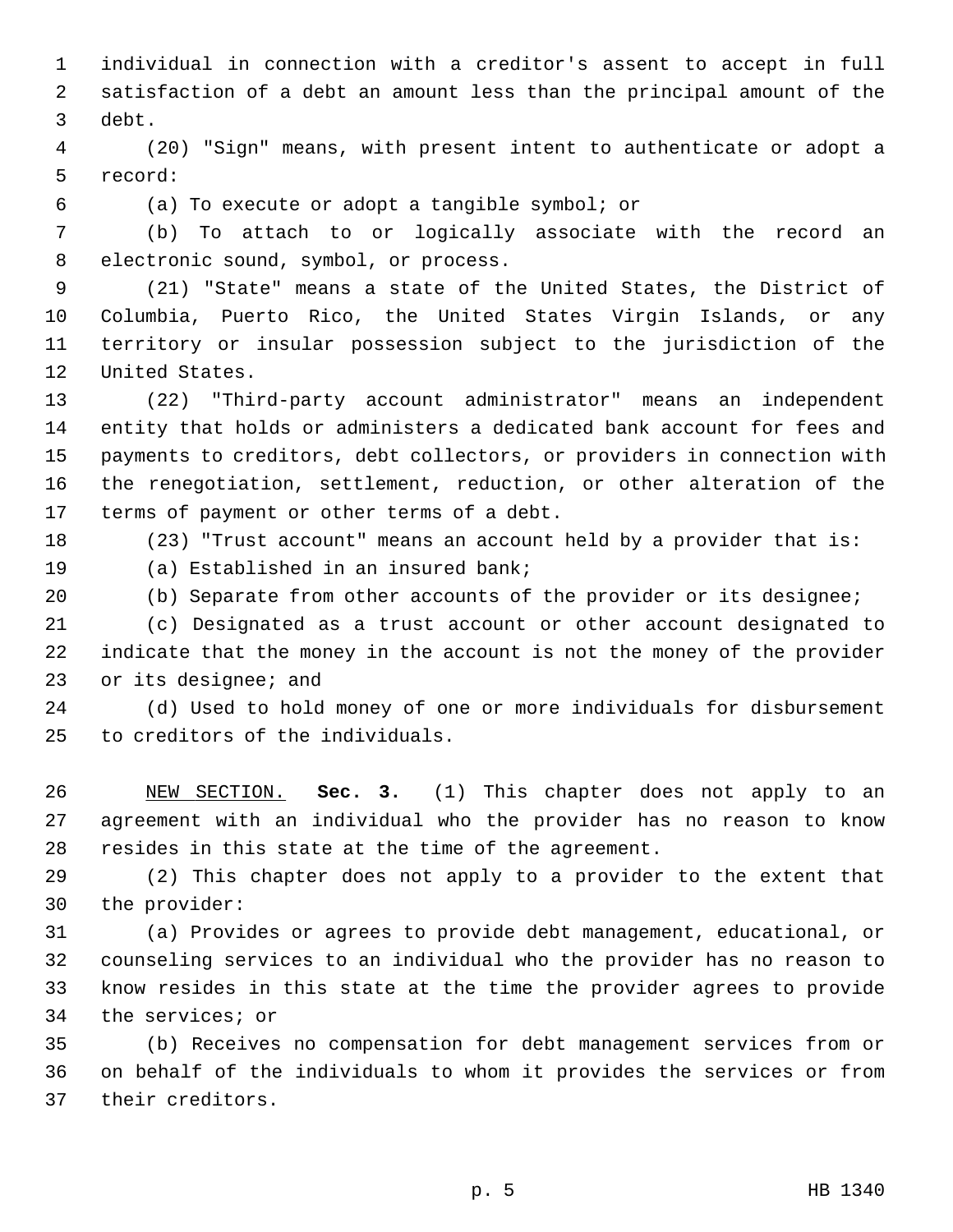individual in connection with a creditor's assent to accept in full satisfaction of a debt an amount less than the principal amount of the debt.

(20) "Sign" means, with present intent to authenticate or adopt a record:

(a) To execute or adopt a tangible symbol; or

(b) To attach to or logically associate with the record an electronic sound, symbol, or process.

(21) "State" means a state of the United States, the District of Columbia, Puerto Rico, the United States Virgin Islands, or any territory or insular possession subject to the jurisdiction of the United States.

(22) "Third-party account administrator" means an independent entity that holds or administers a dedicated bank account for fees and payments to creditors, debt collectors, or providers in connection with the renegotiation, settlement, reduction, or other alteration of the terms of payment or other terms of a debt.

(23) "Trust account" means an account held by a provider that is:

(a) Established in an insured bank;

(b) Separate from other accounts of the provider or its designee;

(c) Designated as a trust account or other account designated to indicate that the money in the account is not the money of the provider or its designee; and

(d) Used to hold money of one or more individuals for disbursement to creditors of the individuals.

NEW SECTION. **Sec. 3.** (1) This chapter does not apply to an agreement with an individual who the provider has no reason to know resides in this state at the time of the agreement.

(2) This chapter does not apply to a provider to the extent that the provider:

(a) Provides or agrees to provide debt management, educational, or counseling services to an individual who the provider has no reason to know resides in this state at the time the provider agrees to provide the services; or

(b) Receives no compensation for debt management services from or on behalf of the individuals to whom it provides the services or from their creditors.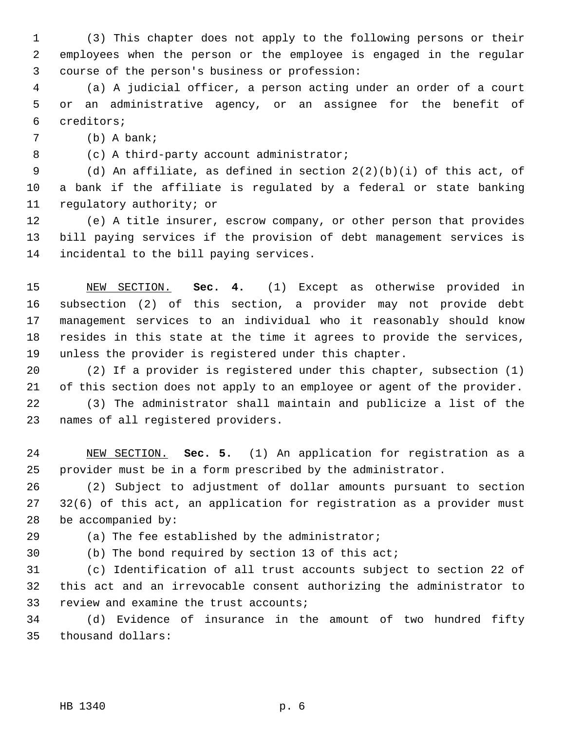(3) This chapter does not apply to the following persons or their employees when the person or the employee is engaged in the regular course of the person's business or profession:

(a) A judicial officer, a person acting under an order of a court or an administrative agency, or an assignee for the benefit of creditors;

(b) A bank;

(c) A third-party account administrator;

(d) An affiliate, as defined in section 2(2)(b)(i) of this act, of a bank if the affiliate is regulated by a federal or state banking regulatory authority; or

(e) A title insurer, escrow company, or other person that provides bill paying services if the provision of debt management services is incidental to the bill paying services.

NEW SECTION. **Sec. 4.** (1) Except as otherwise provided in subsection (2) of this section, a provider may not provide debt management services to an individual who it reasonably should know resides in this state at the time it agrees to provide the services, unless the provider is registered under this chapter.

(2) If a provider is registered under this chapter, subsection (1) of this section does not apply to an employee or agent of the provider.

(3) The administrator shall maintain and publicize a list of the names of all registered providers.

NEW SECTION. **Sec. 5.** (1) An application for registration as a provider must be in a form prescribed by the administrator.

(2) Subject to adjustment of dollar amounts pursuant to section 32(6) of this act, an application for registration as a provider must be accompanied by:

(a) The fee established by the administrator;

(b) The bond required by section 13 of this act;

(c) Identification of all trust accounts subject to section 22 of this act and an irrevocable consent authorizing the administrator to review and examine the trust accounts;

(d) Evidence of insurance in the amount of two hundred fifty thousand dollars: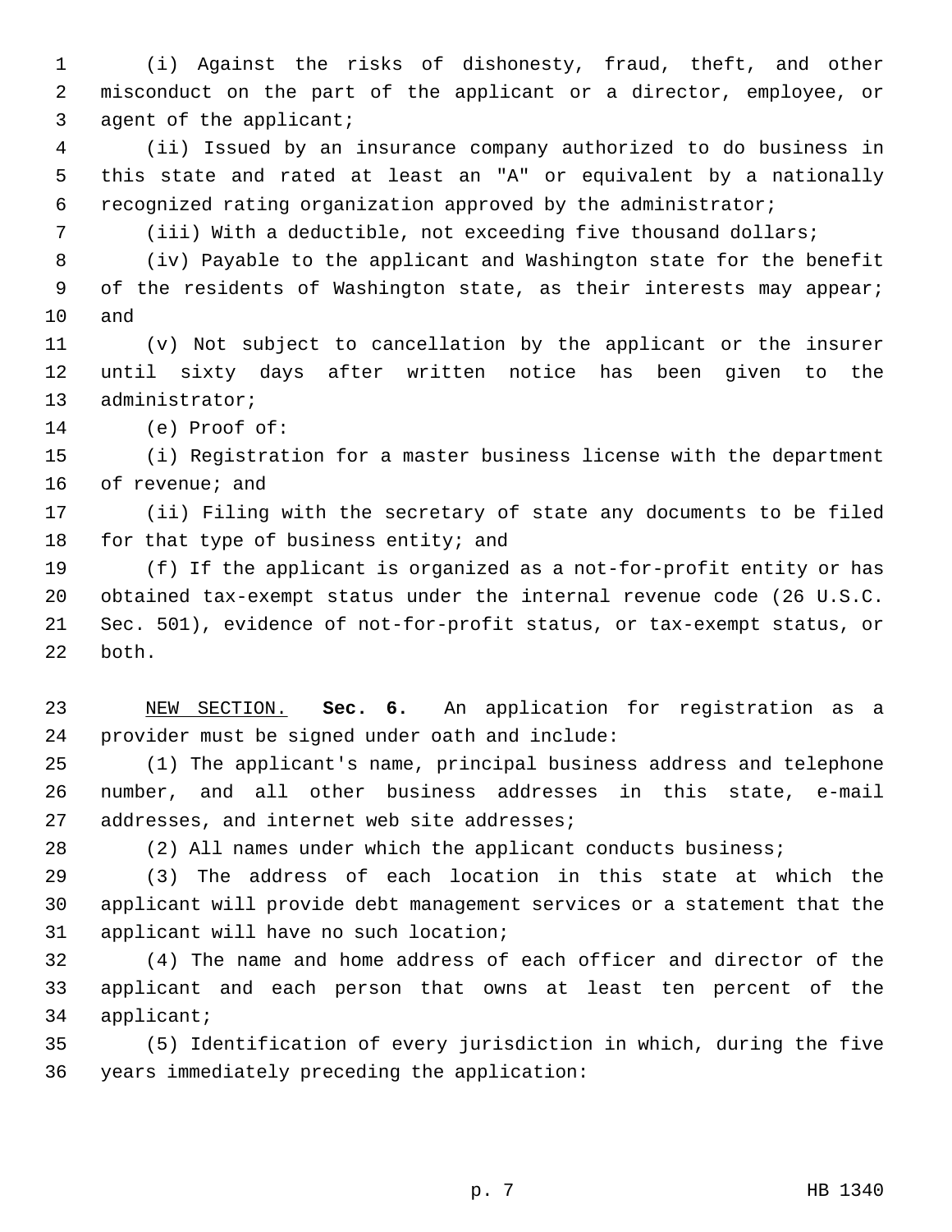(i) Against the risks of dishonesty, fraud, theft, and other misconduct on the part of the applicant or a director, employee, or agent of the applicant;

(ii) Issued by an insurance company authorized to do business in this state and rated at least an "A" or equivalent by a nationally recognized rating organization approved by the administrator;

(iii) With a deductible, not exceeding five thousand dollars;

(iv) Payable to the applicant and Washington state for the benefit of the residents of Washington state, as their interests may appear; and

(v) Not subject to cancellation by the applicant or the insurer until sixty days after written notice has been given to the administrator;

(e) Proof of:

(i) Registration for a master business license with the department of revenue; and

(ii) Filing with the secretary of state any documents to be filed for that type of business entity; and

(f) If the applicant is organized as a not-for-profit entity or has obtained tax-exempt status under the internal revenue code (26 U.S.C. Sec. 501), evidence of not-for-profit status, or tax-exempt status, or both.

NEW SECTION. **Sec. 6.** An application for registration as a provider must be signed under oath and include:

(1) The applicant's name, principal business address and telephone number, and all other business addresses in this state, e-mail addresses, and internet web site addresses;

(2) All names under which the applicant conducts business;

(3) The address of each location in this state at which the applicant will provide debt management services or a statement that the applicant will have no such location;

(4) The name and home address of each officer and director of the applicant and each person that owns at least ten percent of the applicant;

(5) Identification of every jurisdiction in which, during the five years immediately preceding the application: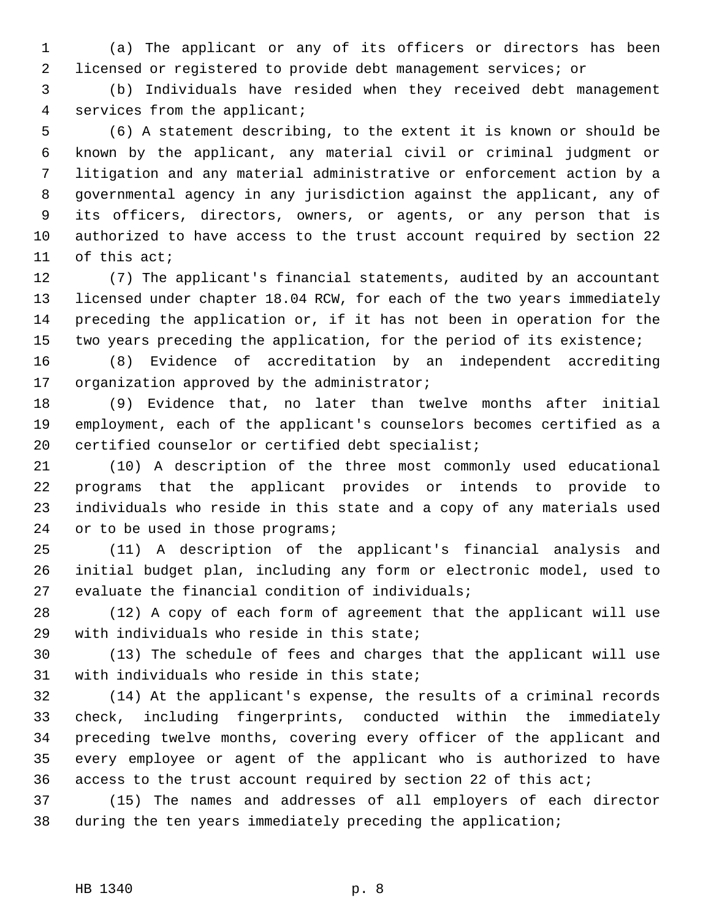(a) The applicant or any of its officers or directors has been licensed or registered to provide debt management services; or

(b) Individuals have resided when they received debt management services from the applicant;

(6) A statement describing, to the extent it is known or should be known by the applicant, any material civil or criminal judgment or litigation and any material administrative or enforcement action by a governmental agency in any jurisdiction against the applicant, any of its officers, directors, owners, or agents, or any person that is authorized to have access to the trust account required by section 22 of this act;

(7) The applicant's financial statements, audited by an accountant licensed under chapter 18.04 RCW, for each of the two years immediately preceding the application or, if it has not been in operation for the two years preceding the application, for the period of its existence;

(8) Evidence of accreditation by an independent accrediting organization approved by the administrator;

(9) Evidence that, no later than twelve months after initial employment, each of the applicant's counselors becomes certified as a certified counselor or certified debt specialist;

(10) A description of the three most commonly used educational programs that the applicant provides or intends to provide to individuals who reside in this state and a copy of any materials used or to be used in those programs;

(11) A description of the applicant's financial analysis and initial budget plan, including any form or electronic model, used to evaluate the financial condition of individuals;

(12) A copy of each form of agreement that the applicant will use with individuals who reside in this state;

(13) The schedule of fees and charges that the applicant will use with individuals who reside in this state;

(14) At the applicant's expense, the results of a criminal records check, including fingerprints, conducted within the immediately preceding twelve months, covering every officer of the applicant and every employee or agent of the applicant who is authorized to have access to the trust account required by section 22 of this act;

(15) The names and addresses of all employers of each director during the ten years immediately preceding the application;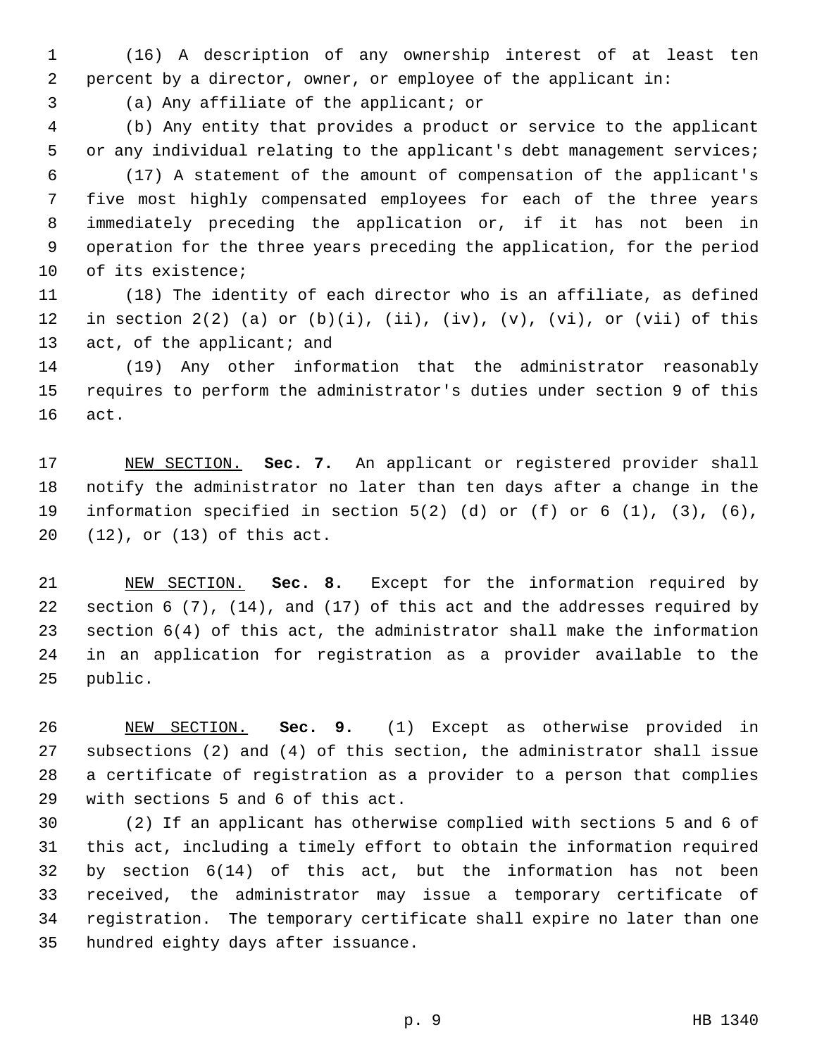(16) A description of any ownership interest of at least ten percent by a director, owner, or employee of the applicant in:

(a) Any affiliate of the applicant; or

(b) Any entity that provides a product or service to the applicant or any individual relating to the applicant's debt management services;

(17) A statement of the amount of compensation of the applicant's five most highly compensated employees for each of the three years immediately preceding the application or, if it has not been in operation for the three years preceding the application, for the period of its existence;

(18) The identity of each director who is an affiliate, as defined in section 2(2) (a) or (b)(i), (ii), (iv), (v), (vi), or (vii) of this act, of the applicant; and

(19) Any other information that the administrator reasonably requires to perform the administrator's duties under section 9 of this act.

NEW SECTION. **Sec. 7.** An applicant or registered provider shall notify the administrator no later than ten days after a change in the information specified in section 5(2) (d) or (f) or 6 (1), (3), (6), (12), or (13) of this act.

NEW SECTION. **Sec. 8.** Except for the information required by section 6 (7), (14), and (17) of this act and the addresses required by section 6(4) of this act, the administrator shall make the information in an application for registration as a provider available to the public.

NEW SECTION. **Sec. 9.** (1) Except as otherwise provided in subsections (2) and (4) of this section, the administrator shall issue a certificate of registration as a provider to a person that complies with sections 5 and 6 of this act.

(2) If an applicant has otherwise complied with sections 5 and 6 of this act, including a timely effort to obtain the information required by section 6(14) of this act, but the information has not been received, the administrator may issue a temporary certificate of registration. The temporary certificate shall expire no later than one hundred eighty days after issuance.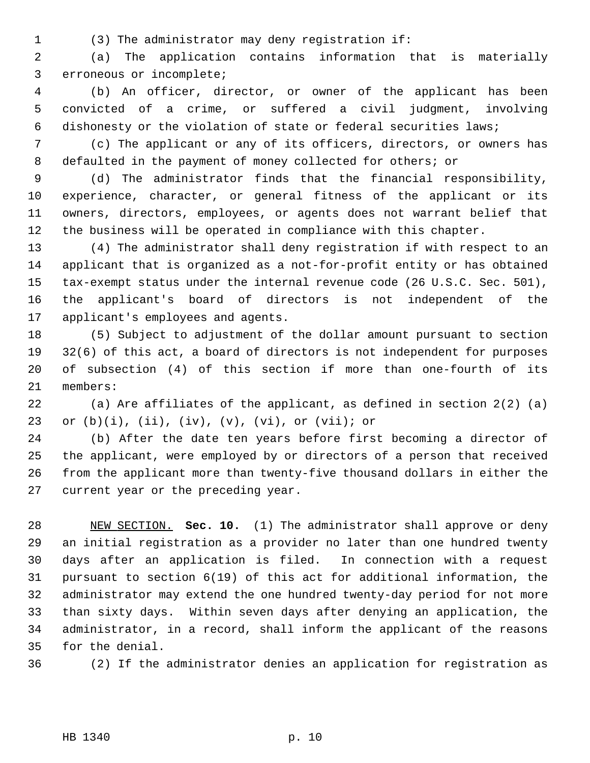(3) The administrator may deny registration if:

(a) The application contains information that is materially erroneous or incomplete;

(b) An officer, director, or owner of the applicant has been convicted of a crime, or suffered a civil judgment, involving dishonesty or the violation of state or federal securities laws;

(c) The applicant or any of its officers, directors, or owners has defaulted in the payment of money collected for others; or

(d) The administrator finds that the financial responsibility, experience, character, or general fitness of the applicant or its owners, directors, employees, or agents does not warrant belief that the business will be operated in compliance with this chapter.

(4) The administrator shall deny registration if with respect to an applicant that is organized as a not-for-profit entity or has obtained tax-exempt status under the internal revenue code (26 U.S.C. Sec. 501), the applicant's board of directors is not independent of the applicant's employees and agents.

(5) Subject to adjustment of the dollar amount pursuant to section 32(6) of this act, a board of directors is not independent for purposes of subsection (4) of this section if more than one-fourth of its members:

(a) Are affiliates of the applicant, as defined in section 2(2) (a) or (b)(i), (ii), (iv), (v), (vi), or (vii); or

(b) After the date ten years before first becoming a director of the applicant, were employed by or directors of a person that received from the applicant more than twenty-five thousand dollars in either the current year or the preceding year.

NEW SECTION. **Sec. 10.** (1) The administrator shall approve or deny an initial registration as a provider no later than one hundred twenty days after an application is filed. In connection with a request pursuant to section 6(19) of this act for additional information, the administrator may extend the one hundred twenty-day period for not more than sixty days. Within seven days after denying an application, the administrator, in a record, shall inform the applicant of the reasons for the denial.

(2) If the administrator denies an application for registration as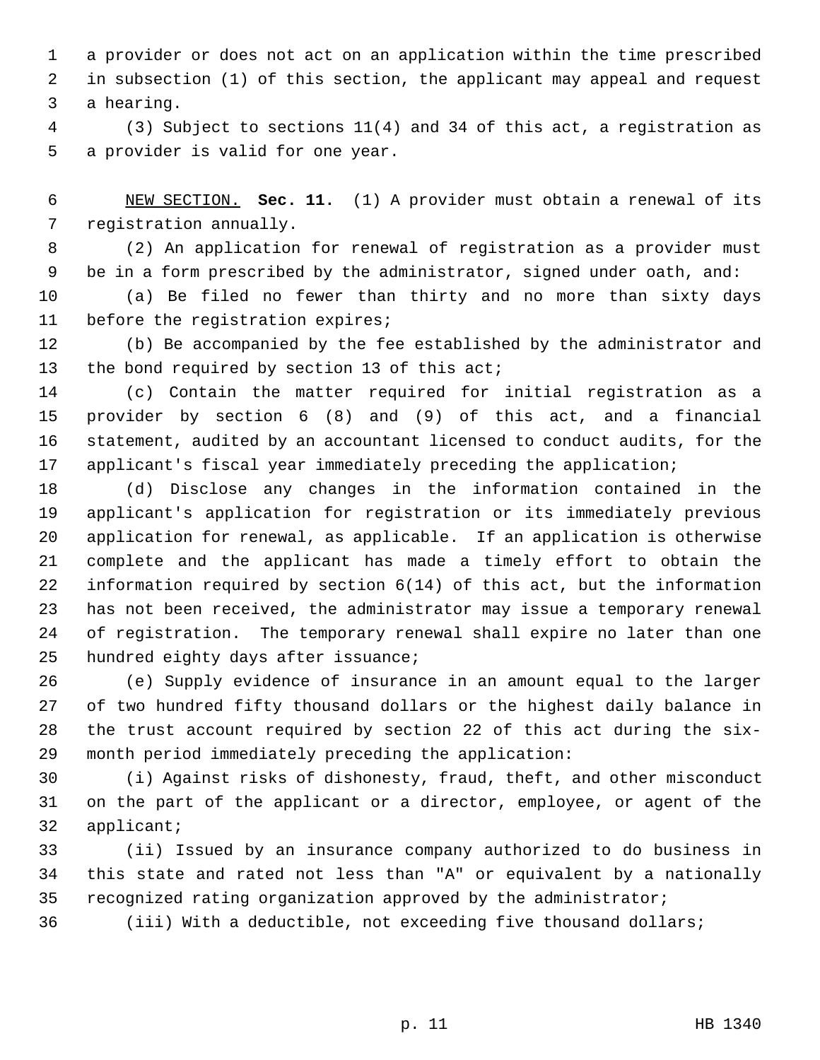a provider or does not act on an application within the time prescribed in subsection (1) of this section, the applicant may appeal and request a hearing.

(3) Subject to sections 11(4) and 34 of this act, a registration as a provider is valid for one year.

NEW SECTION. **Sec. 11.** (1) A provider must obtain a renewal of its registration annually.

(2) An application for renewal of registration as a provider must be in a form prescribed by the administrator, signed under oath, and:

(a) Be filed no fewer than thirty and no more than sixty days before the registration expires;

(b) Be accompanied by the fee established by the administrator and the bond required by section 13 of this act;

(c) Contain the matter required for initial registration as a provider by section 6 (8) and (9) of this act, and a financial statement, audited by an accountant licensed to conduct audits, for the applicant's fiscal year immediately preceding the application;

(d) Disclose any changes in the information contained in the applicant's application for registration or its immediately previous application for renewal, as applicable. If an application is otherwise complete and the applicant has made a timely effort to obtain the information required by section 6(14) of this act, but the information has not been received, the administrator may issue a temporary renewal of registration. The temporary renewal shall expire no later than one hundred eighty days after issuance;

(e) Supply evidence of insurance in an amount equal to the larger of two hundred fifty thousand dollars or the highest daily balance in the trust account required by section 22 of this act during the six-month period immediately preceding the application:

(i) Against risks of dishonesty, fraud, theft, and other misconduct on the part of the applicant or a director, employee, or agent of the applicant;

(ii) Issued by an insurance company authorized to do business in this state and rated not less than "A" or equivalent by a nationally recognized rating organization approved by the administrator;

(iii) With a deductible, not exceeding five thousand dollars;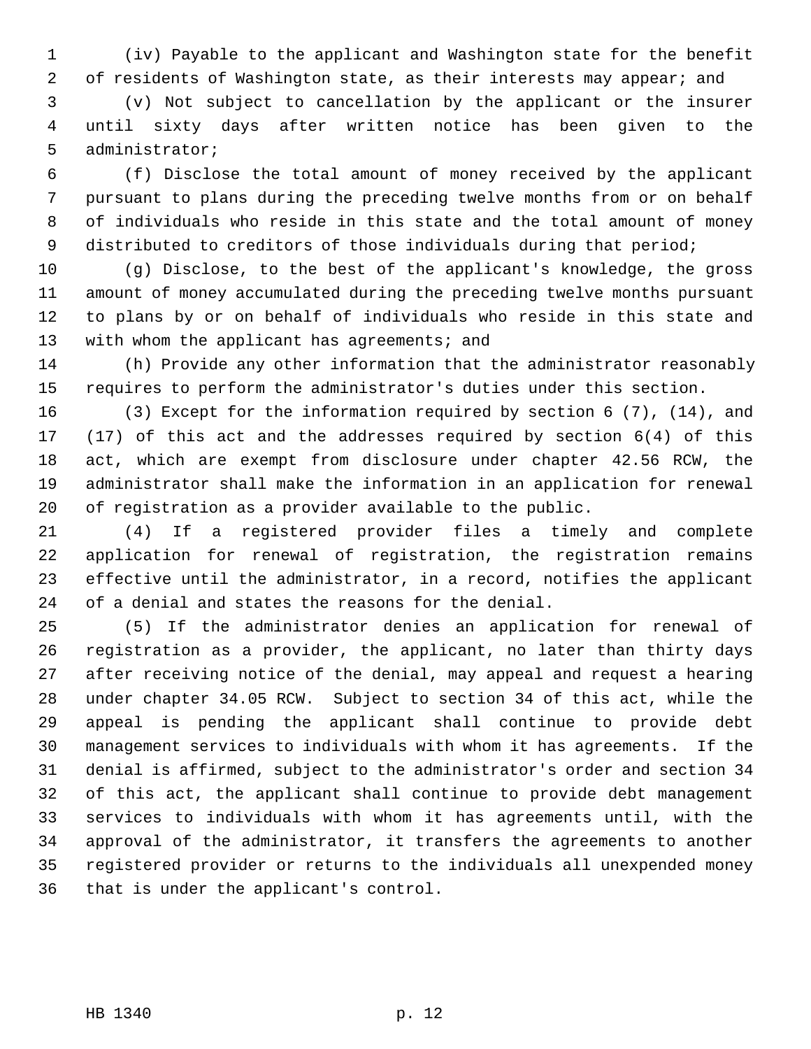(iv) Payable to the applicant and Washington state for the benefit of residents of Washington state, as their interests may appear; and

(v) Not subject to cancellation by the applicant or the insurer until sixty days after written notice has been given to the administrator;

(f) Disclose the total amount of money received by the applicant pursuant to plans during the preceding twelve months from or on behalf of individuals who reside in this state and the total amount of money distributed to creditors of those individuals during that period;

(g) Disclose, to the best of the applicant's knowledge, the gross amount of money accumulated during the preceding twelve months pursuant to plans by or on behalf of individuals who reside in this state and with whom the applicant has agreements; and

(h) Provide any other information that the administrator reasonably requires to perform the administrator's duties under this section.

(3) Except for the information required by section 6 (7), (14), and (17) of this act and the addresses required by section 6(4) of this act, which are exempt from disclosure under chapter 42.56 RCW, the administrator shall make the information in an application for renewal of registration as a provider available to the public.

(4) If a registered provider files a timely and complete application for renewal of registration, the registration remains effective until the administrator, in a record, notifies the applicant of a denial and states the reasons for the denial.

(5) If the administrator denies an application for renewal of registration as a provider, the applicant, no later than thirty days after receiving notice of the denial, may appeal and request a hearing under chapter 34.05 RCW. Subject to section 34 of this act, while the appeal is pending the applicant shall continue to provide debt management services to individuals with whom it has agreements. If the denial is affirmed, subject to the administrator's order and section 34 of this act, the applicant shall continue to provide debt management services to individuals with whom it has agreements until, with the approval of the administrator, it transfers the agreements to another registered provider or returns to the individuals all unexpended money that is under the applicant's control.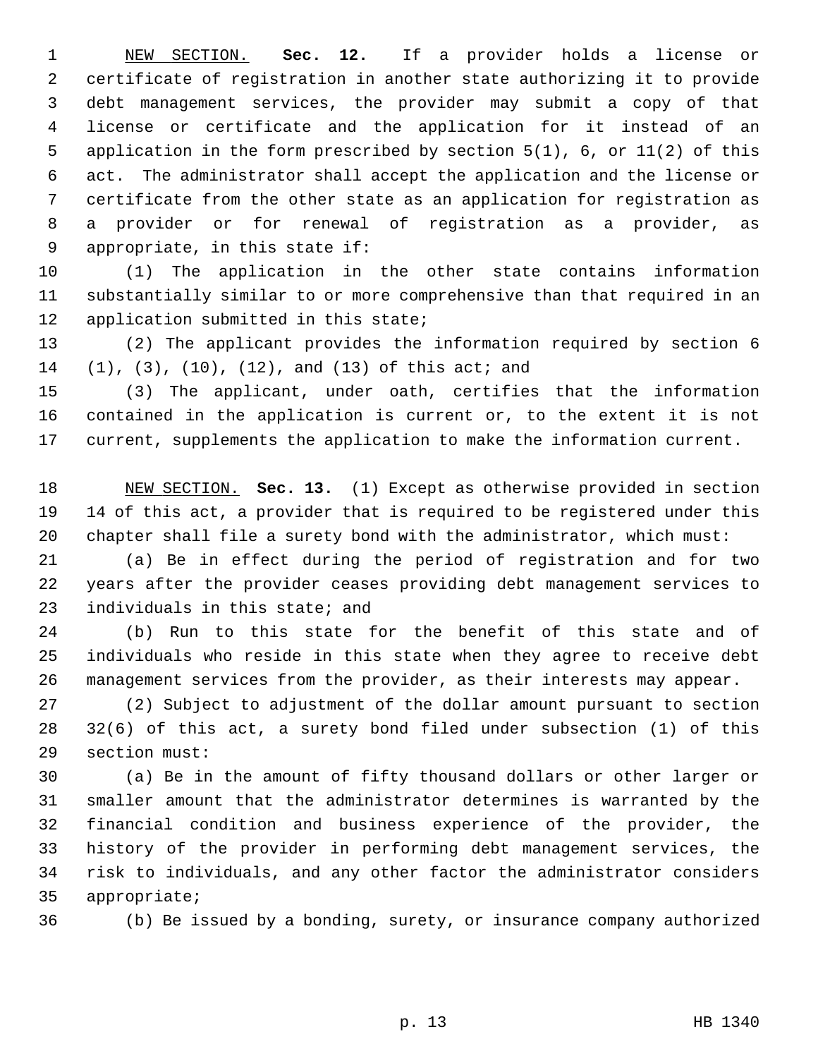NEW SECTION. **Sec. 12.** If a provider holds a license or certificate of registration in another state authorizing it to provide debt management services, the provider may submit a copy of that license or certificate and the application for it instead of an application in the form prescribed by section 5(1), 6, or 11(2) of this act. The administrator shall accept the application and the license or certificate from the other state as an application for registration as a provider or for renewal of registration as a provider, as appropriate, in this state if:

(1) The application in the other state contains information substantially similar to or more comprehensive than that required in an application submitted in this state;

(2) The applicant provides the information required by section 6 (1), (3), (10), (12), and (13) of this act; and

(3) The applicant, under oath, certifies that the information contained in the application is current or, to the extent it is not current, supplements the application to make the information current.

NEW SECTION. **Sec. 13.** (1) Except as otherwise provided in section 14 of this act, a provider that is required to be registered under this chapter shall file a surety bond with the administrator, which must:

(a) Be in effect during the period of registration and for two years after the provider ceases providing debt management services to individuals in this state; and

(b) Run to this state for the benefit of this state and of individuals who reside in this state when they agree to receive debt management services from the provider, as their interests may appear.

(2) Subject to adjustment of the dollar amount pursuant to section 32(6) of this act, a surety bond filed under subsection (1) of this section must:

(a) Be in the amount of fifty thousand dollars or other larger or smaller amount that the administrator determines is warranted by the financial condition and business experience of the provider, the history of the provider in performing debt management services, the risk to individuals, and any other factor the administrator considers appropriate;

(b) Be issued by a bonding, surety, or insurance company authorized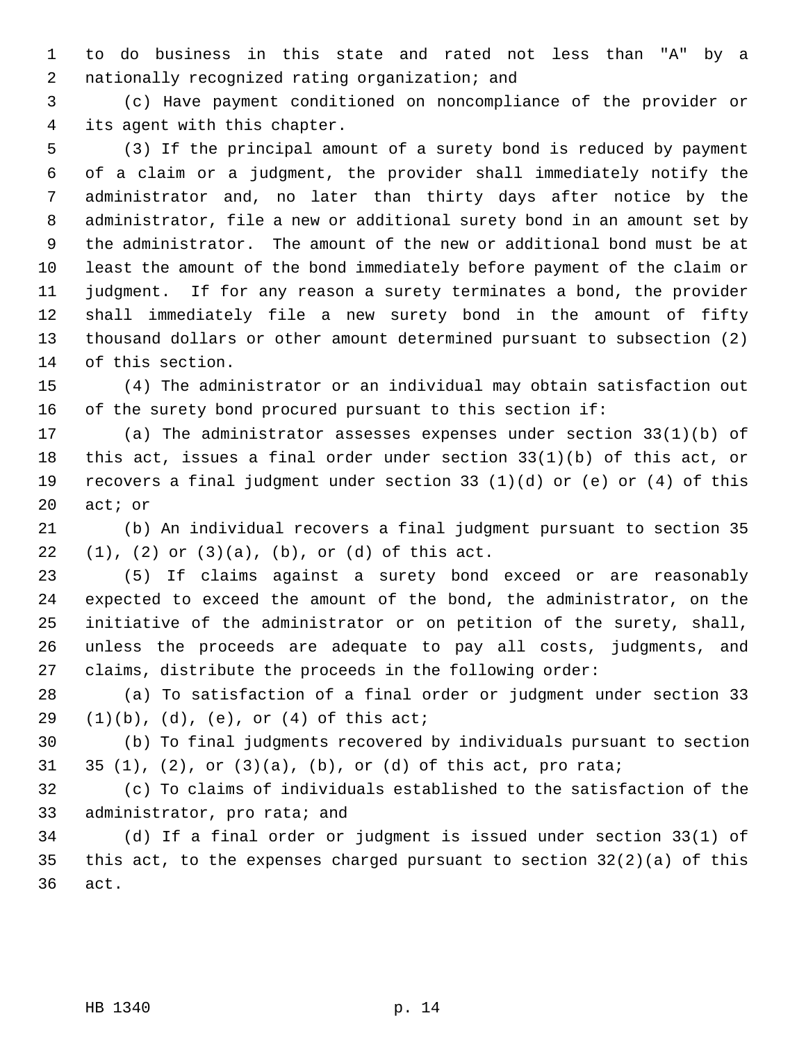to do business in this state and rated not less than "A" by a nationally recognized rating organization; and

(c) Have payment conditioned on noncompliance of the provider or its agent with this chapter.

(3) If the principal amount of a surety bond is reduced by payment of a claim or a judgment, the provider shall immediately notify the administrator and, no later than thirty days after notice by the administrator, file a new or additional surety bond in an amount set by the administrator. The amount of the new or additional bond must be at least the amount of the bond immediately before payment of the claim or judgment. If for any reason a surety terminates a bond, the provider shall immediately file a new surety bond in the amount of fifty thousand dollars or other amount determined pursuant to subsection (2) of this section.

(4) The administrator or an individual may obtain satisfaction out of the surety bond procured pursuant to this section if:

(a) The administrator assesses expenses under section 33(1)(b) of this act, issues a final order under section 33(1)(b) of this act, or recovers a final judgment under section 33 (1)(d) or (e) or (4) of this act; or

(b) An individual recovers a final judgment pursuant to section 35 (1), (2) or (3)(a), (b), or (d) of this act.

(5) If claims against a surety bond exceed or are reasonably expected to exceed the amount of the bond, the administrator, on the initiative of the administrator or on petition of the surety, shall, unless the proceeds are adequate to pay all costs, judgments, and claims, distribute the proceeds in the following order:

(a) To satisfaction of a final order or judgment under section 33 (1)(b), (d), (e), or (4) of this act;

(b) To final judgments recovered by individuals pursuant to section 35 (1), (2), or (3)(a), (b), or (d) of this act, pro rata;

(c) To claims of individuals established to the satisfaction of the administrator, pro rata; and

(d) If a final order or judgment is issued under section 33(1) of this act, to the expenses charged pursuant to section 32(2)(a) of this act.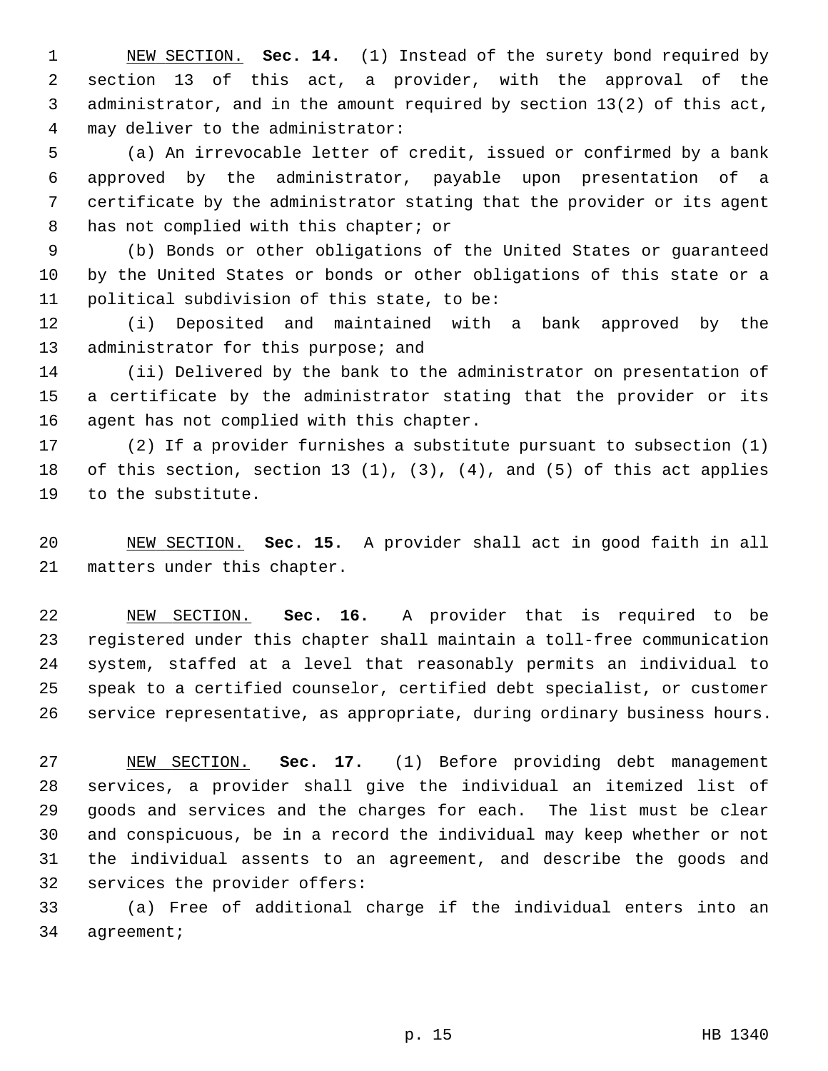NEW SECTION. **Sec. 14.** (1) Instead of the surety bond required by section 13 of this act, a provider, with the approval of the administrator, and in the amount required by section 13(2) of this act, may deliver to the administrator:

(a) An irrevocable letter of credit, issued or confirmed by a bank approved by the administrator, payable upon presentation of a certificate by the administrator stating that the provider or its agent has not complied with this chapter; or

(b) Bonds or other obligations of the United States or guaranteed by the United States or bonds or other obligations of this state or a political subdivision of this state, to be:

(i) Deposited and maintained with a bank approved by the administrator for this purpose; and

(ii) Delivered by the bank to the administrator on presentation of a certificate by the administrator stating that the provider or its agent has not complied with this chapter.

(2) If a provider furnishes a substitute pursuant to subsection (1) of this section, section 13 (1), (3), (4), and (5) of this act applies to the substitute.

NEW SECTION. **Sec. 15.** A provider shall act in good faith in all matters under this chapter.

NEW SECTION. **Sec. 16.** A provider that is required to be registered under this chapter shall maintain a toll-free communication system, staffed at a level that reasonably permits an individual to speak to a certified counselor, certified debt specialist, or customer service representative, as appropriate, during ordinary business hours.

NEW SECTION. **Sec. 17.** (1) Before providing debt management services, a provider shall give the individual an itemized list of goods and services and the charges for each. The list must be clear and conspicuous, be in a record the individual may keep whether or not the individual assents to an agreement, and describe the goods and services the provider offers:

(a) Free of additional charge if the individual enters into an agreement;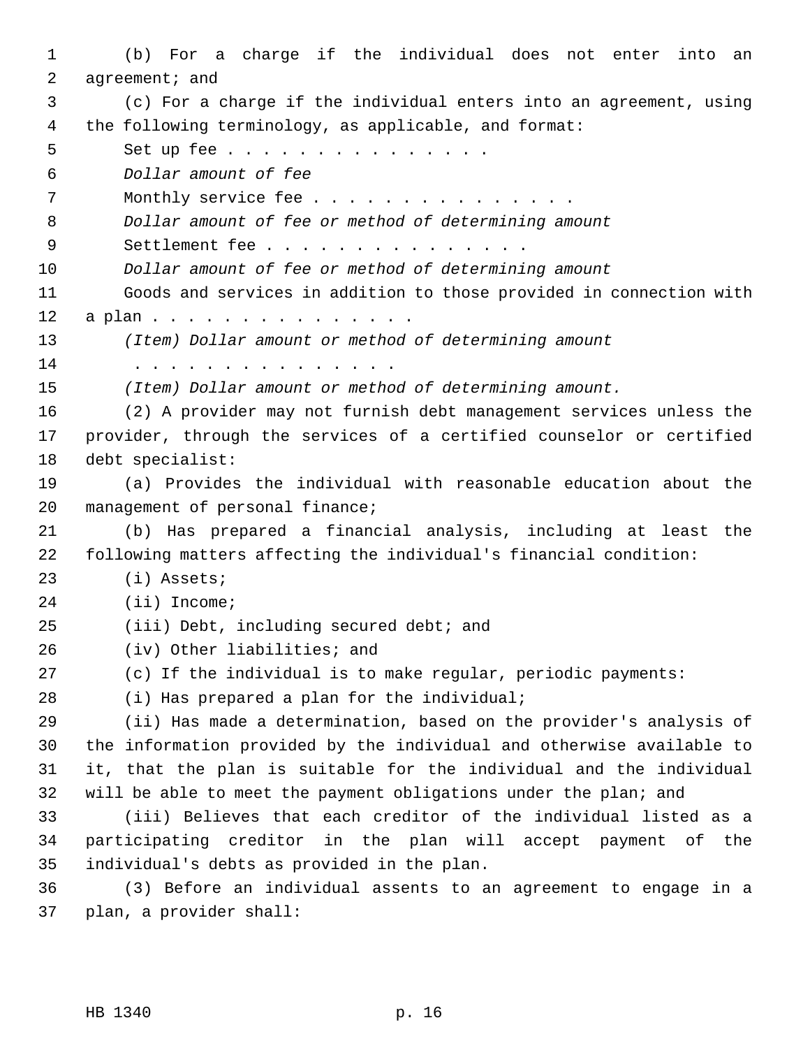(b) For a charge if the individual does not enter into an agreement; and

(c) For a charge if the individual enters into an agreement, using the following terminology, as applicable, and format:

Set up fee . . . . . . . . . . . . . . .

*Dollar amount of fee*

Monthly service fee . . . . . . . . . . . . . . .

*Dollar amount of fee or method of determining amount*

Settlement fee . . . . . . . . . . . . . . .

*Dollar amount of fee or method of determining amount*

Goods and services in addition to those provided in connection with a plan . . . . . . . . . . . . . . .

*(Item) Dollar amount or method of determining amount*

. . . . . . . . . . . . . . .

*(Item) Dollar amount or method of determining amount.*

(2) A provider may not furnish debt management services unless the provider, through the services of a certified counselor or certified debt specialist:

(a) Provides the individual with reasonable education about the management of personal finance;

(b) Has prepared a financial analysis, including at least the following matters affecting the individual's financial condition:

(i) Assets;

(ii) Income;

(iii) Debt, including secured debt; and

(iv) Other liabilities; and

(c) If the individual is to make regular, periodic payments:

(i) Has prepared a plan for the individual;

(ii) Has made a determination, based on the provider's analysis of the information provided by the individual and otherwise available to it, that the plan is suitable for the individual and the individual will be able to meet the payment obligations under the plan; and

(iii) Believes that each creditor of the individual listed as a participating creditor in the plan will accept payment of the individual's debts as provided in the plan.

(3) Before an individual assents to an agreement to engage in a plan, a provider shall: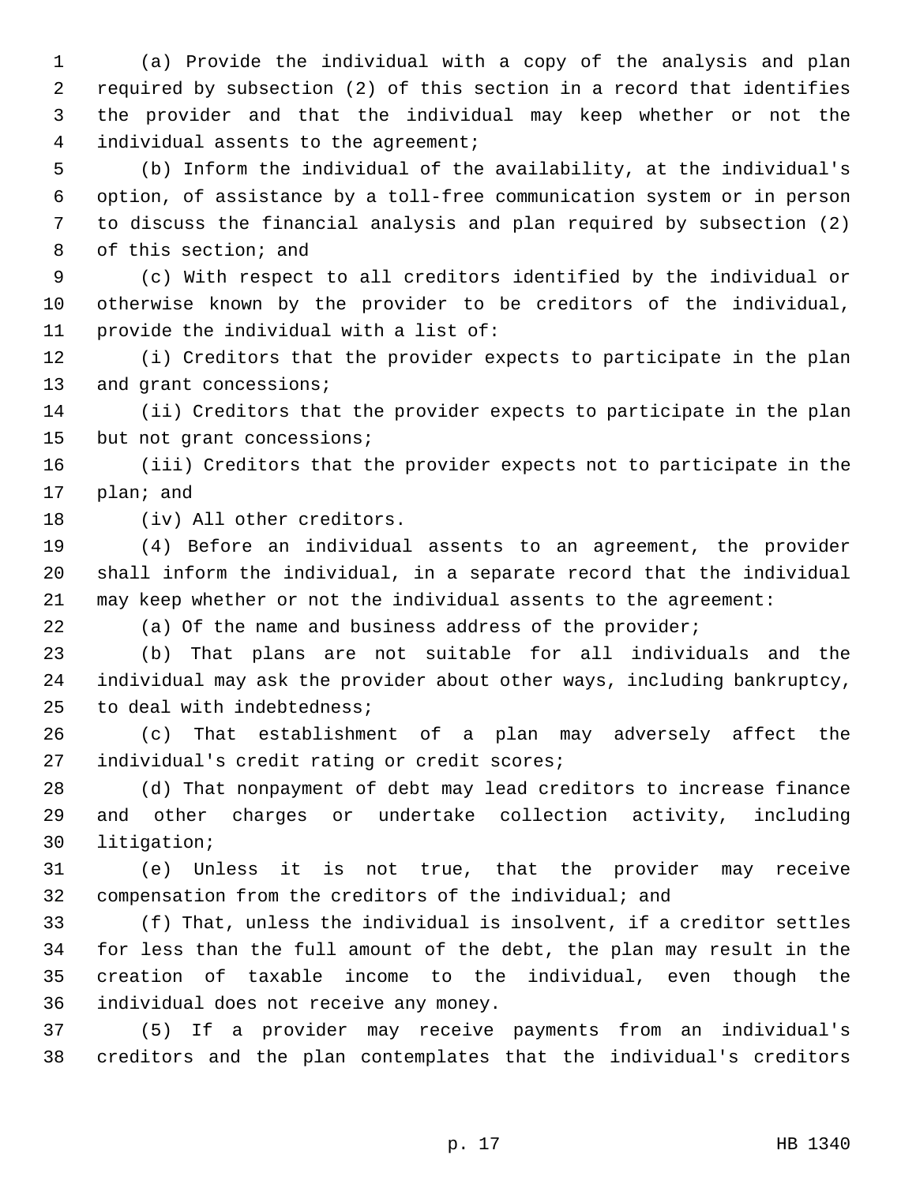(a) Provide the individual with a copy of the analysis and plan required by subsection (2) of this section in a record that identifies the provider and that the individual may keep whether or not the individual assents to the agreement;

(b) Inform the individual of the availability, at the individual's option, of assistance by a toll-free communication system or in person to discuss the financial analysis and plan required by subsection (2) of this section; and

(c) With respect to all creditors identified by the individual or otherwise known by the provider to be creditors of the individual, provide the individual with a list of:

(i) Creditors that the provider expects to participate in the plan and grant concessions;

(ii) Creditors that the provider expects to participate in the plan but not grant concessions;

(iii) Creditors that the provider expects not to participate in the plan; and

(iv) All other creditors.

(4) Before an individual assents to an agreement, the provider shall inform the individual, in a separate record that the individual may keep whether or not the individual assents to the agreement:

(a) Of the name and business address of the provider;

(b) That plans are not suitable for all individuals and the individual may ask the provider about other ways, including bankruptcy, to deal with indebtedness;

(c) That establishment of a plan may adversely affect the individual's credit rating or credit scores;

(d) That nonpayment of debt may lead creditors to increase finance and other charges or undertake collection activity, including litigation;

(e) Unless it is not true, that the provider may receive compensation from the creditors of the individual; and

(f) That, unless the individual is insolvent, if a creditor settles for less than the full amount of the debt, the plan may result in the creation of taxable income to the individual, even though the individual does not receive any money.

(5) If a provider may receive payments from an individual's creditors and the plan contemplates that the individual's creditors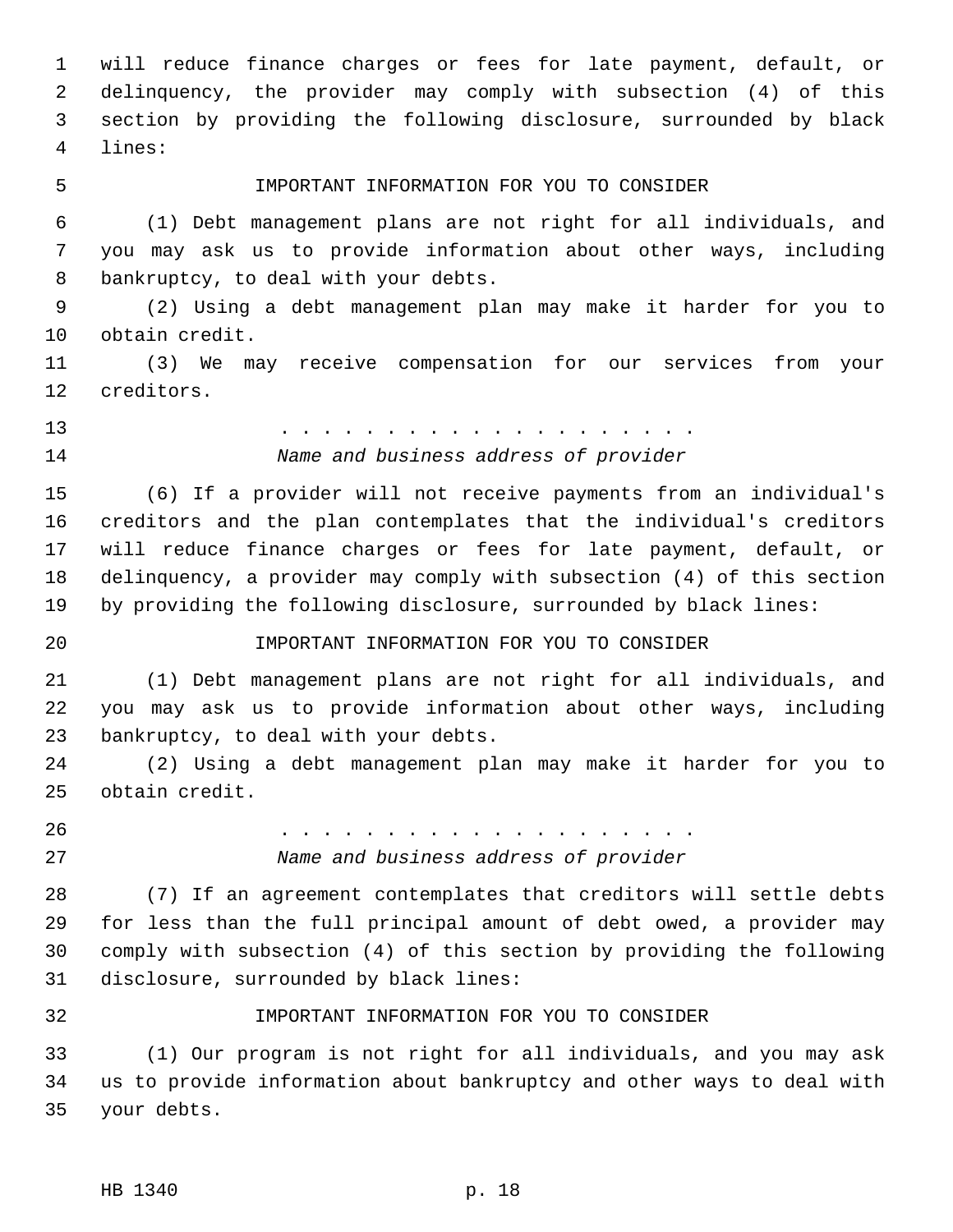will reduce finance charges or fees for late payment, default, or delinquency, the provider may comply with subsection (4) of this section by providing the following disclosure, surrounded by black lines:

IMPORTANT INFORMATION FOR YOU TO CONSIDER

(1) Debt management plans are not right for all individuals, and you may ask us to provide information about other ways, including bankruptcy, to deal with your debts.

(2) Using a debt management plan may make it harder for you to obtain credit.

(3) We may receive compensation for our services from your creditors.

. . . . . . . . . . . . . . . . . . . . .

*Name and business address of provider*

(6) If a provider will not receive payments from an individual's creditors and the plan contemplates that the individual's creditors will reduce finance charges or fees for late payment, default, or delinquency, a provider may comply with subsection (4) of this section by providing the following disclosure, surrounded by black lines:

IMPORTANT INFORMATION FOR YOU TO CONSIDER

(1) Debt management plans are not right for all individuals, and you may ask us to provide information about other ways, including bankruptcy, to deal with your debts.

(2) Using a debt management plan may make it harder for you to obtain credit.

. . . . . . . . . . . . . . . . . . . . .

*Name and business address of provider*

(7) If an agreement contemplates that creditors will settle debts for less than the full principal amount of debt owed, a provider may comply with subsection (4) of this section by providing the following disclosure, surrounded by black lines:

IMPORTANT INFORMATION FOR YOU TO CONSIDER

(1) Our program is not right for all individuals, and you may ask us to provide information about bankruptcy and other ways to deal with your debts.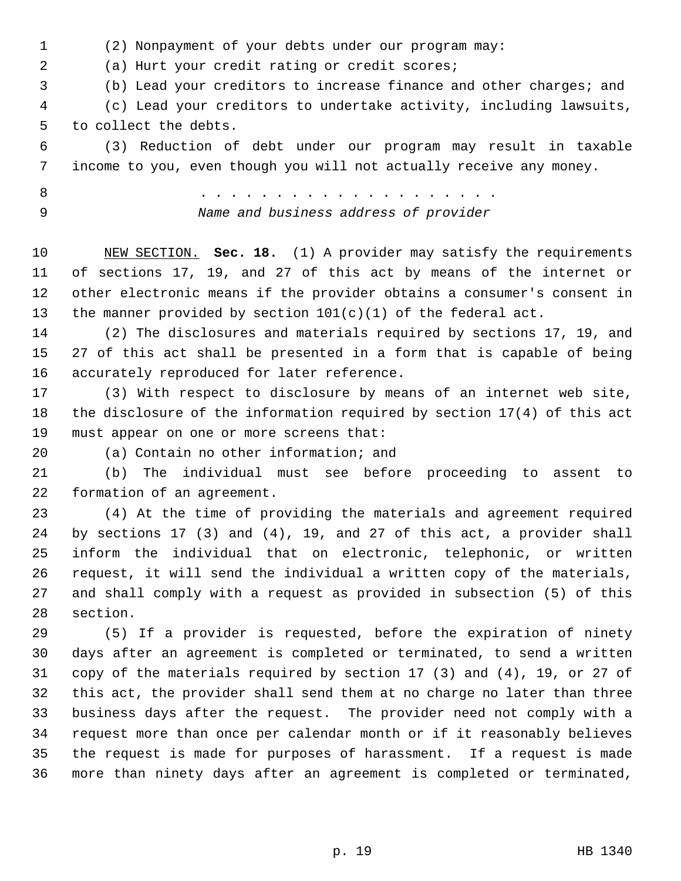(2) Nonpayment of your debts under our program may:

(a) Hurt your credit rating or credit scores;

(b) Lead your creditors to increase finance and other charges; and

(c) Lead your creditors to undertake activity, including lawsuits, to collect the debts.

(3) Reduction of debt under our program may result in taxable income to you, even though you will not actually receive any money.

. . . . . . . . . . . . . . . . . . . . .
*Name and business address of provider*

NEW SECTION. **Sec. 18.** (1) A provider may satisfy the requirements of sections 17, 19, and 27 of this act by means of the internet or other electronic means if the provider obtains a consumer's consent in the manner provided by section 101(c)(1) of the federal act.

(2) The disclosures and materials required by sections 17, 19, and 27 of this act shall be presented in a form that is capable of being accurately reproduced for later reference.

(3) With respect to disclosure by means of an internet web site, the disclosure of the information required by section 17(4) of this act must appear on one or more screens that:

(a) Contain no other information; and

(b) The individual must see before proceeding to assent to formation of an agreement.

(4) At the time of providing the materials and agreement required by sections 17 (3) and (4), 19, and 27 of this act, a provider shall inform the individual that on electronic, telephonic, or written request, it will send the individual a written copy of the materials, and shall comply with a request as provided in subsection (5) of this section.

(5) If a provider is requested, before the expiration of ninety days after an agreement is completed or terminated, to send a written copy of the materials required by section 17 (3) and (4), 19, or 27 of this act, the provider shall send them at no charge no later than three business days after the request. The provider need not comply with a request more than once per calendar month or if it reasonably believes the request is made for purposes of harassment. If a request is made more than ninety days after an agreement is completed or terminated,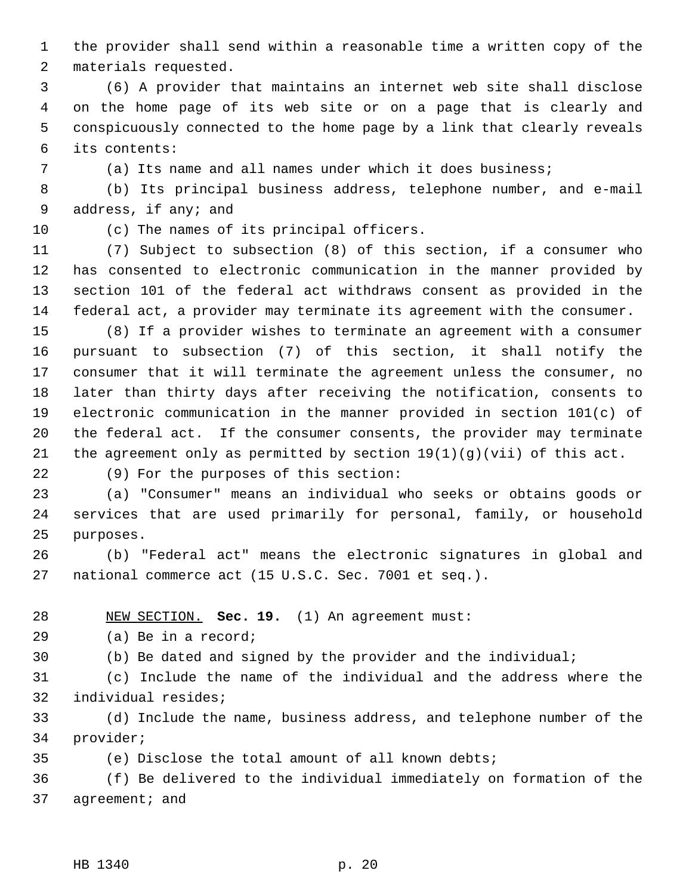the provider shall send within a reasonable time a written copy of the materials requested.

(6) A provider that maintains an internet web site shall disclose on the home page of its web site or on a page that is clearly and conspicuously connected to the home page by a link that clearly reveals its contents:

(a) Its name and all names under which it does business;

(b) Its principal business address, telephone number, and e-mail address, if any; and

(c) The names of its principal officers.

(7) Subject to subsection (8) of this section, if a consumer who has consented to electronic communication in the manner provided by section 101 of the federal act withdraws consent as provided in the federal act, a provider may terminate its agreement with the consumer.

(8) If a provider wishes to terminate an agreement with a consumer pursuant to subsection (7) of this section, it shall notify the consumer that it will terminate the agreement unless the consumer, no later than thirty days after receiving the notification, consents to electronic communication in the manner provided in section 101(c) of the federal act. If the consumer consents, the provider may terminate the agreement only as permitted by section 19(1)(g)(vii) of this act.

(9) For the purposes of this section:

(a) "Consumer" means an individual who seeks or obtains goods or services that are used primarily for personal, family, or household purposes.

(b) "Federal act" means the electronic signatures in global and national commerce act (15 U.S.C. Sec. 7001 et seq.).

NEW SECTION. **Sec. 19.** (1) An agreement must:

(a) Be in a record;

(b) Be dated and signed by the provider and the individual;

(c) Include the name of the individual and the address where the individual resides;

(d) Include the name, business address, and telephone number of the provider;

(e) Disclose the total amount of all known debts;

(f) Be delivered to the individual immediately on formation of the agreement; and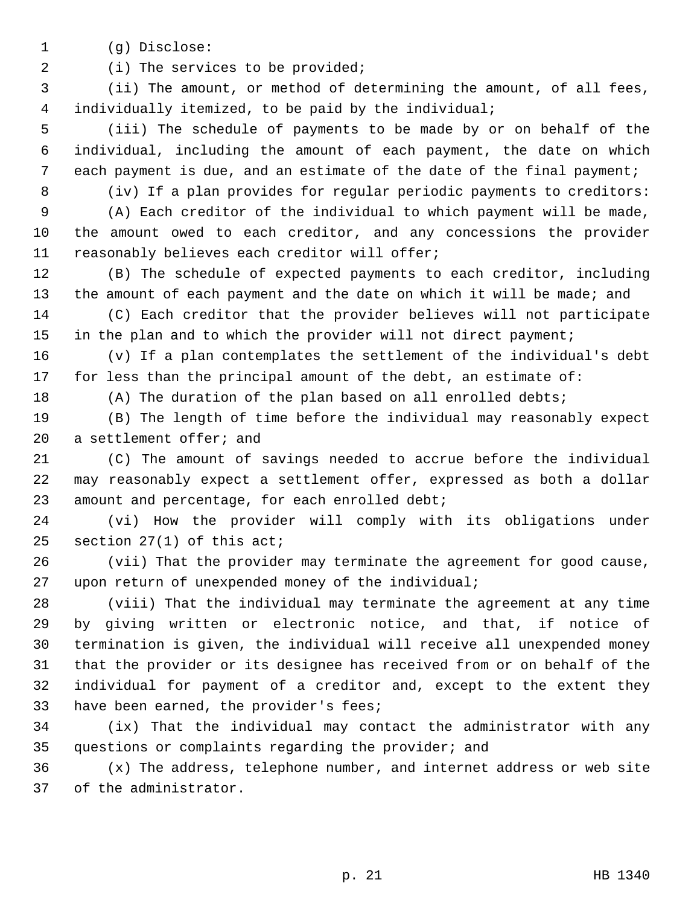(g) Disclose:

(i) The services to be provided;

(ii) The amount, or method of determining the amount, of all fees, individually itemized, to be paid by the individual;

(iii) The schedule of payments to be made by or on behalf of the individual, including the amount of each payment, the date on which each payment is due, and an estimate of the date of the final payment;

(iv) If a plan provides for regular periodic payments to creditors:

(A) Each creditor of the individual to which payment will be made, the amount owed to each creditor, and any concessions the provider reasonably believes each creditor will offer;

(B) The schedule of expected payments to each creditor, including the amount of each payment and the date on which it will be made; and

(C) Each creditor that the provider believes will not participate in the plan and to which the provider will not direct payment;

(v) If a plan contemplates the settlement of the individual's debt for less than the principal amount of the debt, an estimate of:

(A) The duration of the plan based on all enrolled debts;

(B) The length of time before the individual may reasonably expect a settlement offer; and

(C) The amount of savings needed to accrue before the individual may reasonably expect a settlement offer, expressed as both a dollar amount and percentage, for each enrolled debt;

(vi) How the provider will comply with its obligations under section 27(1) of this act;

(vii) That the provider may terminate the agreement for good cause, upon return of unexpended money of the individual;

(viii) That the individual may terminate the agreement at any time by giving written or electronic notice, and that, if notice of termination is given, the individual will receive all unexpended money that the provider or its designee has received from or on behalf of the individual for payment of a creditor and, except to the extent they have been earned, the provider's fees;

(ix) That the individual may contact the administrator with any questions or complaints regarding the provider; and

(x) The address, telephone number, and internet address or web site of the administrator.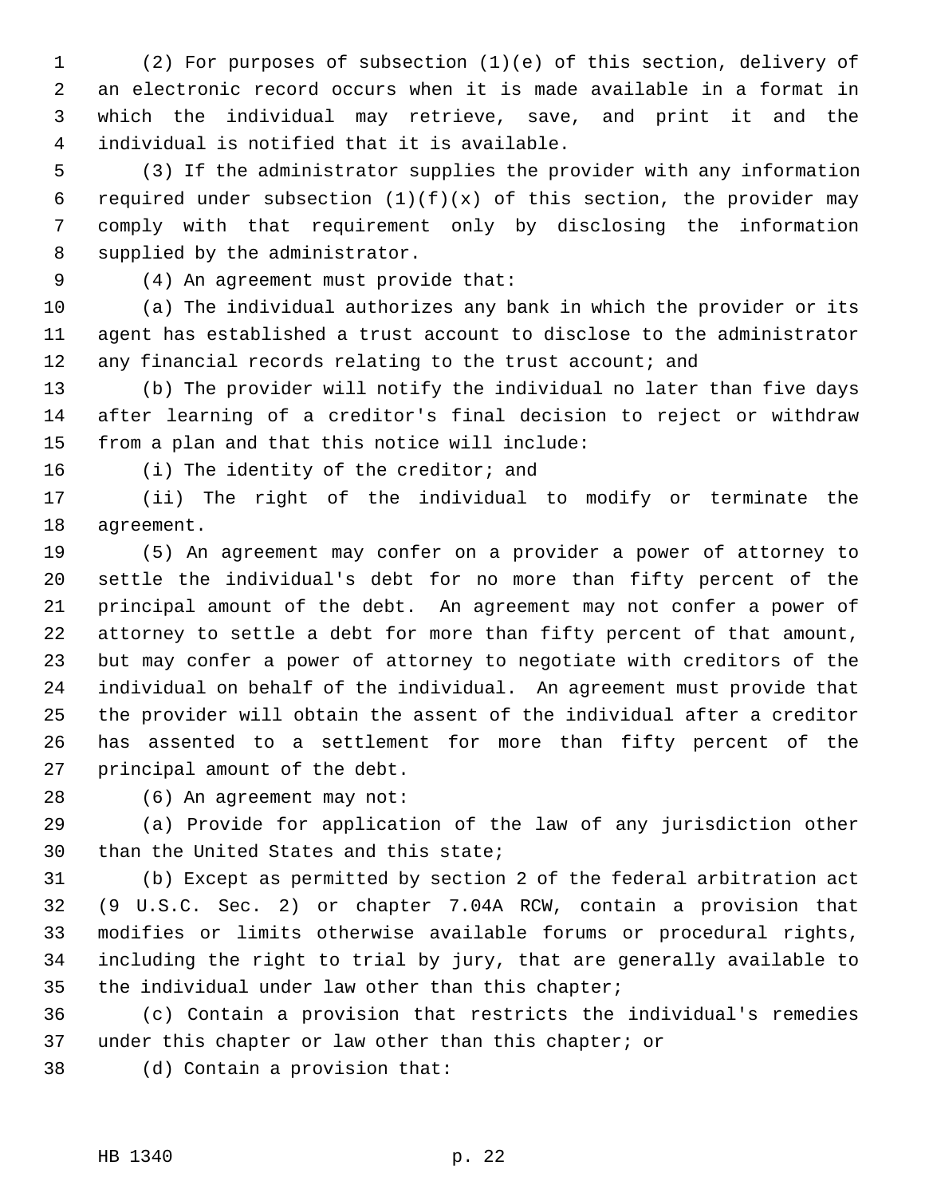(2) For purposes of subsection (1)(e) of this section, delivery of an electronic record occurs when it is made available in a format in which the individual may retrieve, save, and print it and the individual is notified that it is available.

(3) If the administrator supplies the provider with any information required under subsection (1)(f)(x) of this section, the provider may comply with that requirement only by disclosing the information supplied by the administrator.

(4) An agreement must provide that:

(a) The individual authorizes any bank in which the provider or its agent has established a trust account to disclose to the administrator any financial records relating to the trust account; and

(b) The provider will notify the individual no later than five days after learning of a creditor's final decision to reject or withdraw from a plan and that this notice will include:

(i) The identity of the creditor; and

(ii) The right of the individual to modify or terminate the agreement.

(5) An agreement may confer on a provider a power of attorney to settle the individual's debt for no more than fifty percent of the principal amount of the debt. An agreement may not confer a power of attorney to settle a debt for more than fifty percent of that amount, but may confer a power of attorney to negotiate with creditors of the individual on behalf of the individual. An agreement must provide that the provider will obtain the assent of the individual after a creditor has assented to a settlement for more than fifty percent of the principal amount of the debt.

(6) An agreement may not:

(a) Provide for application of the law of any jurisdiction other than the United States and this state;

(b) Except as permitted by section 2 of the federal arbitration act (9 U.S.C. Sec. 2) or chapter 7.04A RCW, contain a provision that modifies or limits otherwise available forums or procedural rights, including the right to trial by jury, that are generally available to the individual under law other than this chapter;

(c) Contain a provision that restricts the individual's remedies under this chapter or law other than this chapter; or

(d) Contain a provision that: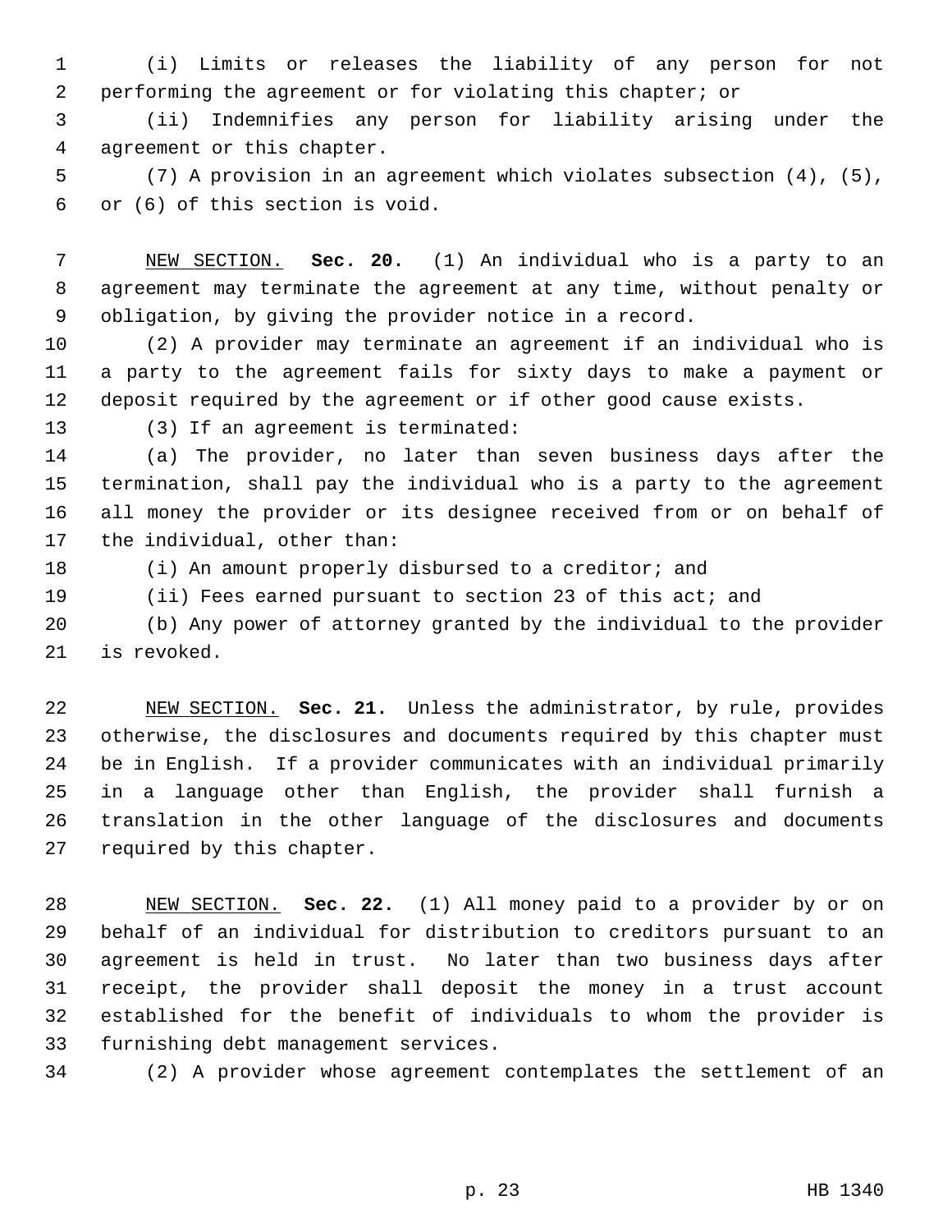(i) Limits or releases the liability of any person for not performing the agreement or for violating this chapter; or

(ii) Indemnifies any person for liability arising under the agreement or this chapter.

(7) A provision in an agreement which violates subsection (4), (5), or (6) of this section is void.

NEW SECTION. **Sec. 20.** (1) An individual who is a party to an agreement may terminate the agreement at any time, without penalty or obligation, by giving the provider notice in a record.

(2) A provider may terminate an agreement if an individual who is a party to the agreement fails for sixty days to make a payment or deposit required by the agreement or if other good cause exists.

(3) If an agreement is terminated:

(a) The provider, no later than seven business days after the termination, shall pay the individual who is a party to the agreement all money the provider or its designee received from or on behalf of the individual, other than:

(i) An amount properly disbursed to a creditor; and

(ii) Fees earned pursuant to section 23 of this act; and

(b) Any power of attorney granted by the individual to the provider is revoked.

NEW SECTION. **Sec. 21.** Unless the administrator, by rule, provides otherwise, the disclosures and documents required by this chapter must be in English. If a provider communicates with an individual primarily in a language other than English, the provider shall furnish a translation in the other language of the disclosures and documents required by this chapter.

NEW SECTION. **Sec. 22.** (1) All money paid to a provider by or on behalf of an individual for distribution to creditors pursuant to an agreement is held in trust. No later than two business days after receipt, the provider shall deposit the money in a trust account established for the benefit of individuals to whom the provider is furnishing debt management services.

(2) A provider whose agreement contemplates the settlement of an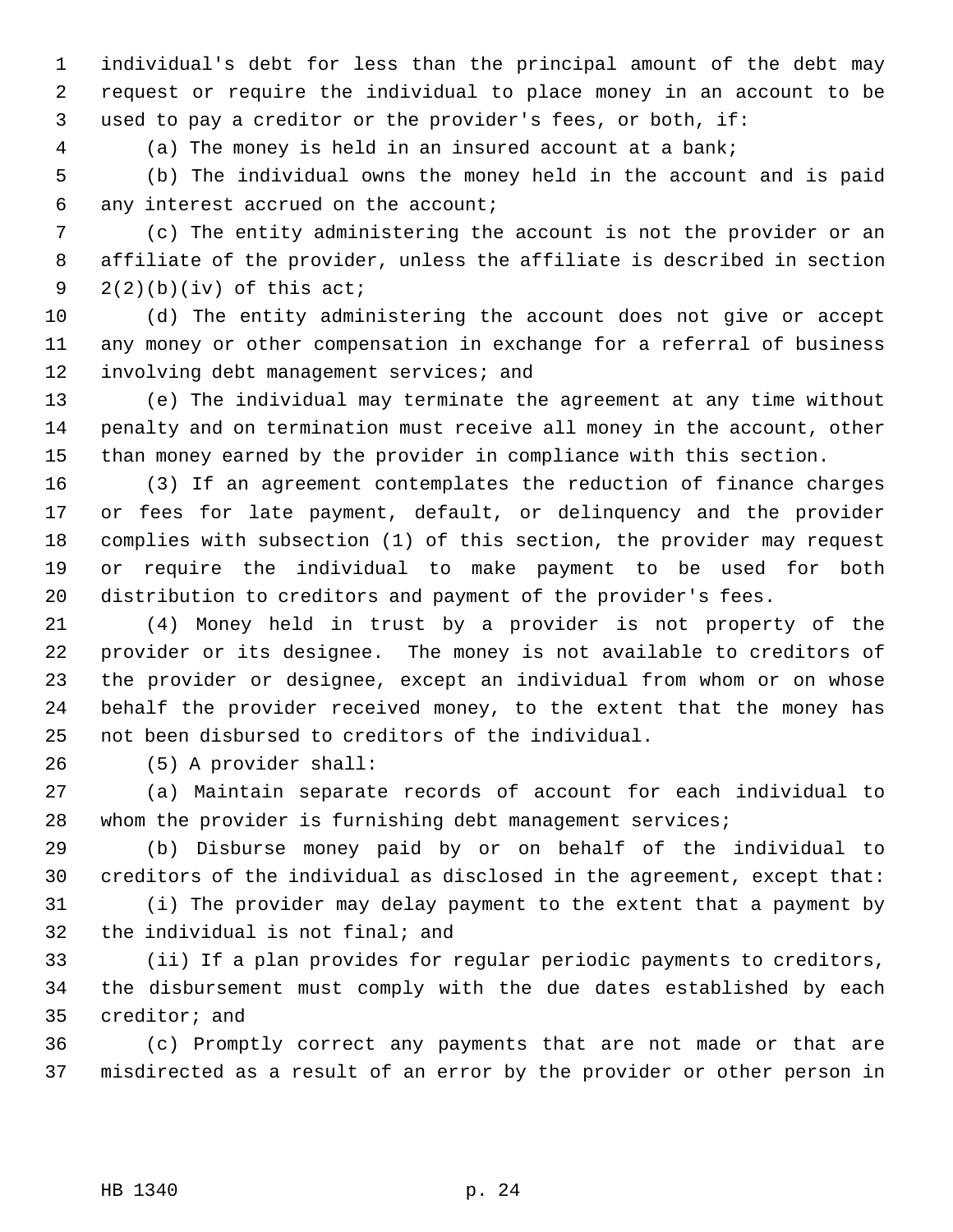individual's debt for less than the principal amount of the debt may request or require the individual to place money in an account to be used to pay a creditor or the provider's fees, or both, if:

(a) The money is held in an insured account at a bank;

(b) The individual owns the money held in the account and is paid any interest accrued on the account;

(c) The entity administering the account is not the provider or an affiliate of the provider, unless the affiliate is described in section 2(2)(b)(iv) of this act;

(d) The entity administering the account does not give or accept any money or other compensation in exchange for a referral of business involving debt management services; and

(e) The individual may terminate the agreement at any time without penalty and on termination must receive all money in the account, other than money earned by the provider in compliance with this section.

(3) If an agreement contemplates the reduction of finance charges or fees for late payment, default, or delinquency and the provider complies with subsection (1) of this section, the provider may request or require the individual to make payment to be used for both distribution to creditors and payment of the provider's fees.

(4) Money held in trust by a provider is not property of the provider or its designee. The money is not available to creditors of the provider or designee, except an individual from whom or on whose behalf the provider received money, to the extent that the money has not been disbursed to creditors of the individual.

(5) A provider shall:

(a) Maintain separate records of account for each individual to whom the provider is furnishing debt management services;

(b) Disburse money paid by or on behalf of the individual to creditors of the individual as disclosed in the agreement, except that:

(i) The provider may delay payment to the extent that a payment by the individual is not final; and

(ii) If a plan provides for regular periodic payments to creditors, the disbursement must comply with the due dates established by each creditor; and

(c) Promptly correct any payments that are not made or that are misdirected as a result of an error by the provider or other person in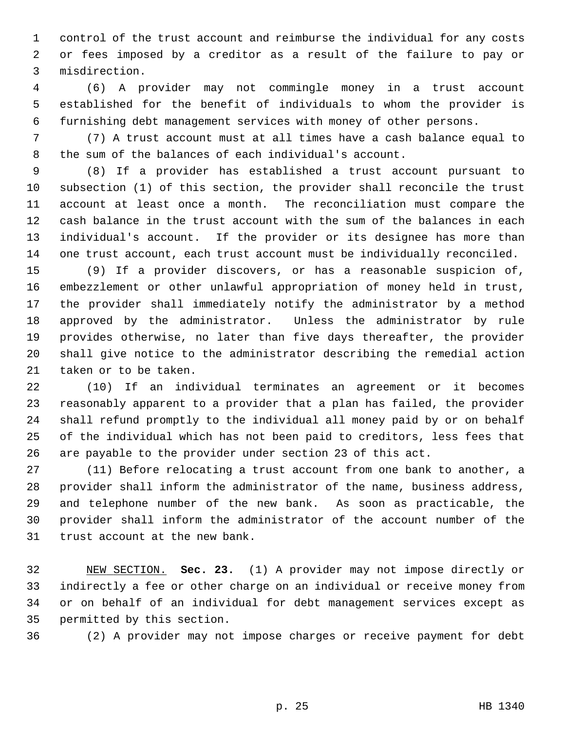control of the trust account and reimburse the individual for any costs or fees imposed by a creditor as a result of the failure to pay or misdirection.

(6) A provider may not commingle money in a trust account established for the benefit of individuals to whom the provider is furnishing debt management services with money of other persons.

(7) A trust account must at all times have a cash balance equal to the sum of the balances of each individual's account.

(8) If a provider has established a trust account pursuant to subsection (1) of this section, the provider shall reconcile the trust account at least once a month. The reconciliation must compare the cash balance in the trust account with the sum of the balances in each individual's account. If the provider or its designee has more than one trust account, each trust account must be individually reconciled.

(9) If a provider discovers, or has a reasonable suspicion of, embezzlement or other unlawful appropriation of money held in trust, the provider shall immediately notify the administrator by a method approved by the administrator. Unless the administrator by rule provides otherwise, no later than five days thereafter, the provider shall give notice to the administrator describing the remedial action taken or to be taken.

(10) If an individual terminates an agreement or it becomes reasonably apparent to a provider that a plan has failed, the provider shall refund promptly to the individual all money paid by or on behalf of the individual which has not been paid to creditors, less fees that are payable to the provider under section 23 of this act.

(11) Before relocating a trust account from one bank to another, a provider shall inform the administrator of the name, business address, and telephone number of the new bank. As soon as practicable, the provider shall inform the administrator of the account number of the trust account at the new bank.

NEW SECTION. **Sec. 23.** (1) A provider may not impose directly or indirectly a fee or other charge on an individual or receive money from or on behalf of an individual for debt management services except as permitted by this section.

(2) A provider may not impose charges or receive payment for debt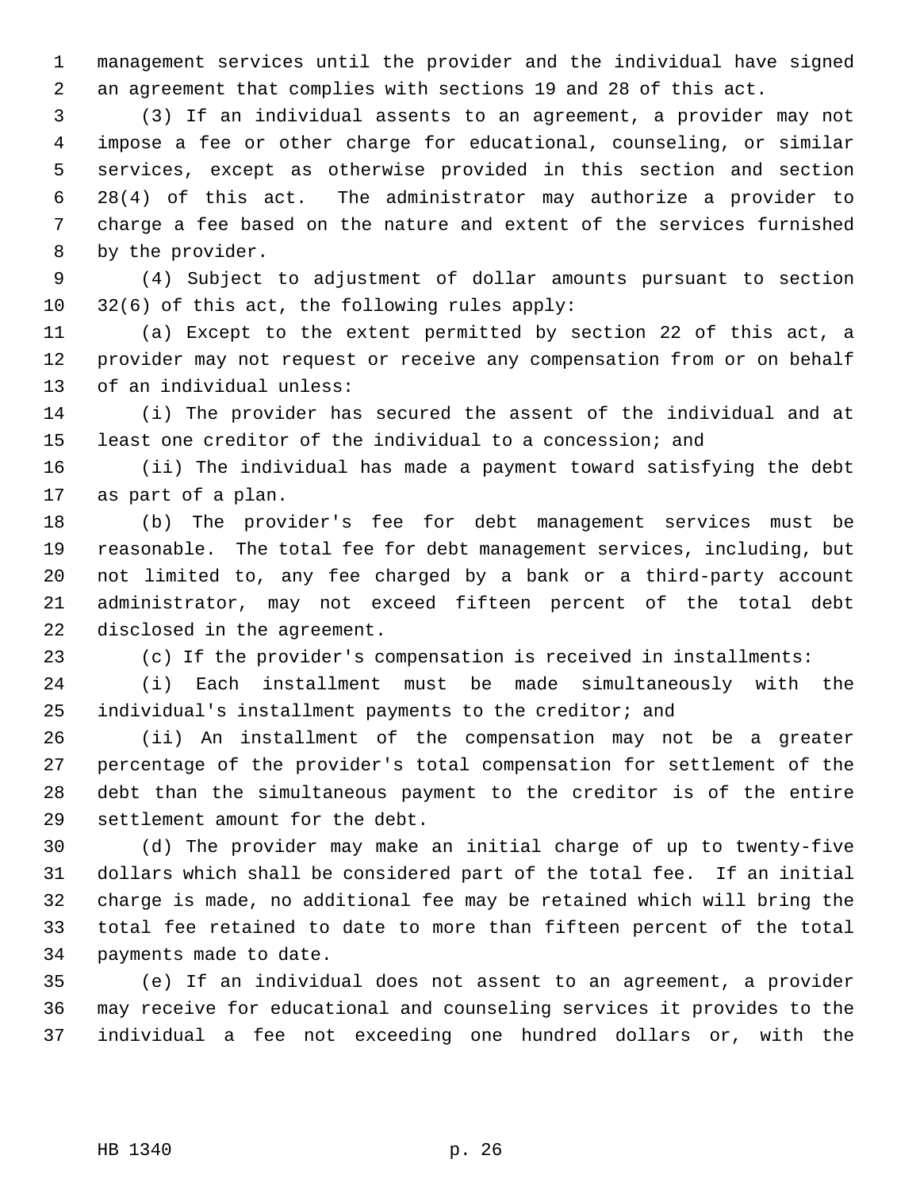management services until the provider and the individual have signed an agreement that complies with sections 19 and 28 of this act.

(3) If an individual assents to an agreement, a provider may not impose a fee or other charge for educational, counseling, or similar services, except as otherwise provided in this section and section 28(4) of this act. The administrator may authorize a provider to charge a fee based on the nature and extent of the services furnished by the provider.

(4) Subject to adjustment of dollar amounts pursuant to section 32(6) of this act, the following rules apply:

(a) Except to the extent permitted by section 22 of this act, a provider may not request or receive any compensation from or on behalf of an individual unless:

(i) The provider has secured the assent of the individual and at least one creditor of the individual to a concession; and

(ii) The individual has made a payment toward satisfying the debt as part of a plan.

(b) The provider's fee for debt management services must be reasonable. The total fee for debt management services, including, but not limited to, any fee charged by a bank or a third-party account administrator, may not exceed fifteen percent of the total debt disclosed in the agreement.

(c) If the provider's compensation is received in installments:

(i) Each installment must be made simultaneously with the individual's installment payments to the creditor; and

(ii) An installment of the compensation may not be a greater percentage of the provider's total compensation for settlement of the debt than the simultaneous payment to the creditor is of the entire settlement amount for the debt.

(d) The provider may make an initial charge of up to twenty-five dollars which shall be considered part of the total fee. If an initial charge is made, no additional fee may be retained which will bring the total fee retained to date to more than fifteen percent of the total payments made to date.

(e) If an individual does not assent to an agreement, a provider may receive for educational and counseling services it provides to the individual a fee not exceeding one hundred dollars or, with the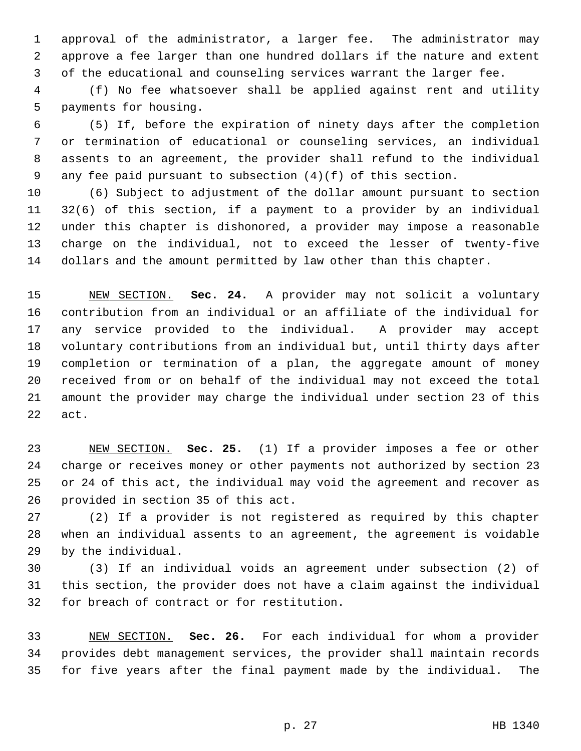approval of the administrator, a larger fee. The administrator may approve a fee larger than one hundred dollars if the nature and extent of the educational and counseling services warrant the larger fee.

(f) No fee whatsoever shall be applied against rent and utility payments for housing.

(5) If, before the expiration of ninety days after the completion or termination of educational or counseling services, an individual assents to an agreement, the provider shall refund to the individual any fee paid pursuant to subsection (4)(f) of this section.

(6) Subject to adjustment of the dollar amount pursuant to section 32(6) of this section, if a payment to a provider by an individual under this chapter is dishonored, a provider may impose a reasonable charge on the individual, not to exceed the lesser of twenty-five dollars and the amount permitted by law other than this chapter.

NEW SECTION. **Sec. 24.** A provider may not solicit a voluntary contribution from an individual or an affiliate of the individual for any service provided to the individual. A provider may accept voluntary contributions from an individual but, until thirty days after completion or termination of a plan, the aggregate amount of money received from or on behalf of the individual may not exceed the total amount the provider may charge the individual under section 23 of this act.

NEW SECTION. **Sec. 25.** (1) If a provider imposes a fee or other charge or receives money or other payments not authorized by section 23 or 24 of this act, the individual may void the agreement and recover as provided in section 35 of this act.

(2) If a provider is not registered as required by this chapter when an individual assents to an agreement, the agreement is voidable by the individual.

(3) If an individual voids an agreement under subsection (2) of this section, the provider does not have a claim against the individual for breach of contract or for restitution.

NEW SECTION. **Sec. 26.** For each individual for whom a provider provides debt management services, the provider shall maintain records for five years after the final payment made by the individual. The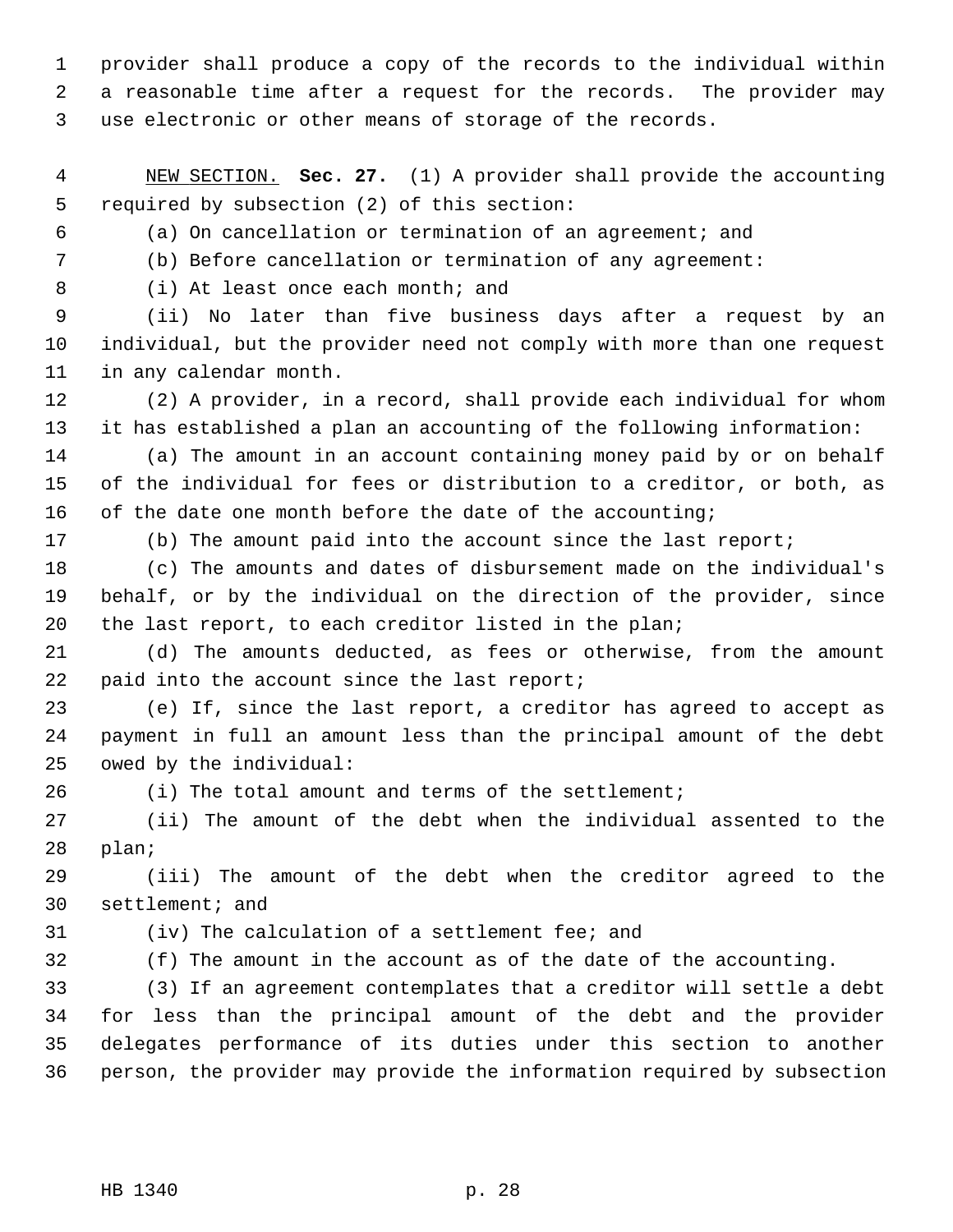provider shall produce a copy of the records to the individual within a reasonable time after a request for the records. The provider may use electronic or other means of storage of the records.

NEW SECTION. **Sec. 27.** (1) A provider shall provide the accounting required by subsection (2) of this section:

(a) On cancellation or termination of an agreement; and

(b) Before cancellation or termination of any agreement:

(i) At least once each month; and

(ii) No later than five business days after a request by an individual, but the provider need not comply with more than one request in any calendar month.

(2) A provider, in a record, shall provide each individual for whom it has established a plan an accounting of the following information:

(a) The amount in an account containing money paid by or on behalf of the individual for fees or distribution to a creditor, or both, as of the date one month before the date of the accounting;

(b) The amount paid into the account since the last report;

(c) The amounts and dates of disbursement made on the individual's behalf, or by the individual on the direction of the provider, since the last report, to each creditor listed in the plan;

(d) The amounts deducted, as fees or otherwise, from the amount paid into the account since the last report;

(e) If, since the last report, a creditor has agreed to accept as payment in full an amount less than the principal amount of the debt owed by the individual:

(i) The total amount and terms of the settlement;

(ii) The amount of the debt when the individual assented to the plan;

(iii) The amount of the debt when the creditor agreed to the settlement; and

(iv) The calculation of a settlement fee; and

(f) The amount in the account as of the date of the accounting.

(3) If an agreement contemplates that a creditor will settle a debt for less than the principal amount of the debt and the provider delegates performance of its duties under this section to another person, the provider may provide the information required by subsection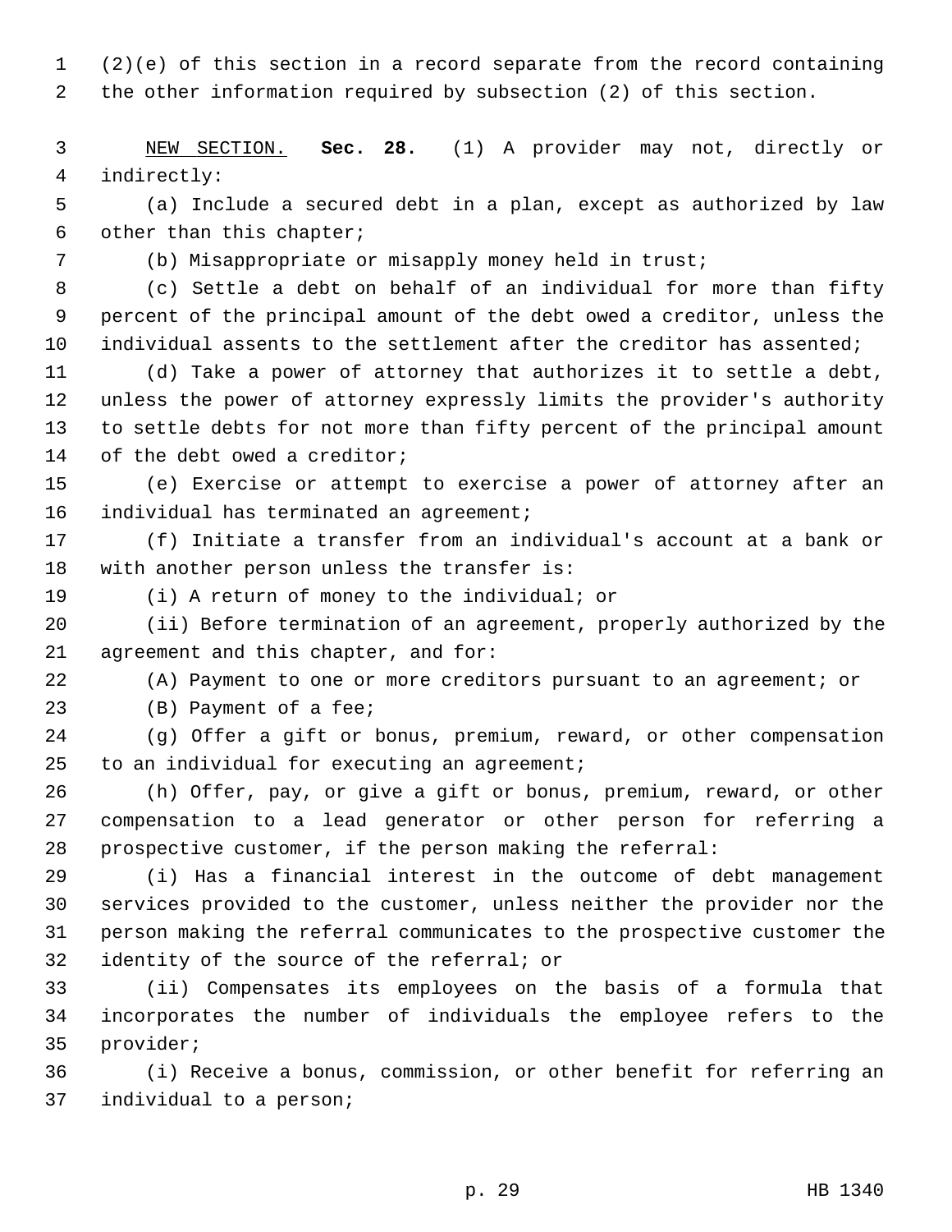(2)(e) of this section in a record separate from the record containing the other information required by subsection (2) of this section.

NEW SECTION. **Sec. 28.** (1) A provider may not, directly or indirectly:

(a) Include a secured debt in a plan, except as authorized by law other than this chapter;

(b) Misappropriate or misapply money held in trust;

(c) Settle a debt on behalf of an individual for more than fifty percent of the principal amount of the debt owed a creditor, unless the individual assents to the settlement after the creditor has assented;

(d) Take a power of attorney that authorizes it to settle a debt, unless the power of attorney expressly limits the provider's authority to settle debts for not more than fifty percent of the principal amount of the debt owed a creditor;

(e) Exercise or attempt to exercise a power of attorney after an individual has terminated an agreement;

(f) Initiate a transfer from an individual's account at a bank or with another person unless the transfer is:

(i) A return of money to the individual; or

(ii) Before termination of an agreement, properly authorized by the agreement and this chapter, and for:

(A) Payment to one or more creditors pursuant to an agreement; or

(B) Payment of a fee;

(g) Offer a gift or bonus, premium, reward, or other compensation to an individual for executing an agreement;

(h) Offer, pay, or give a gift or bonus, premium, reward, or other compensation to a lead generator or other person for referring a prospective customer, if the person making the referral:

(i) Has a financial interest in the outcome of debt management services provided to the customer, unless neither the provider nor the person making the referral communicates to the prospective customer the identity of the source of the referral; or

(ii) Compensates its employees on the basis of a formula that incorporates the number of individuals the employee refers to the provider;

(i) Receive a bonus, commission, or other benefit for referring an individual to a person;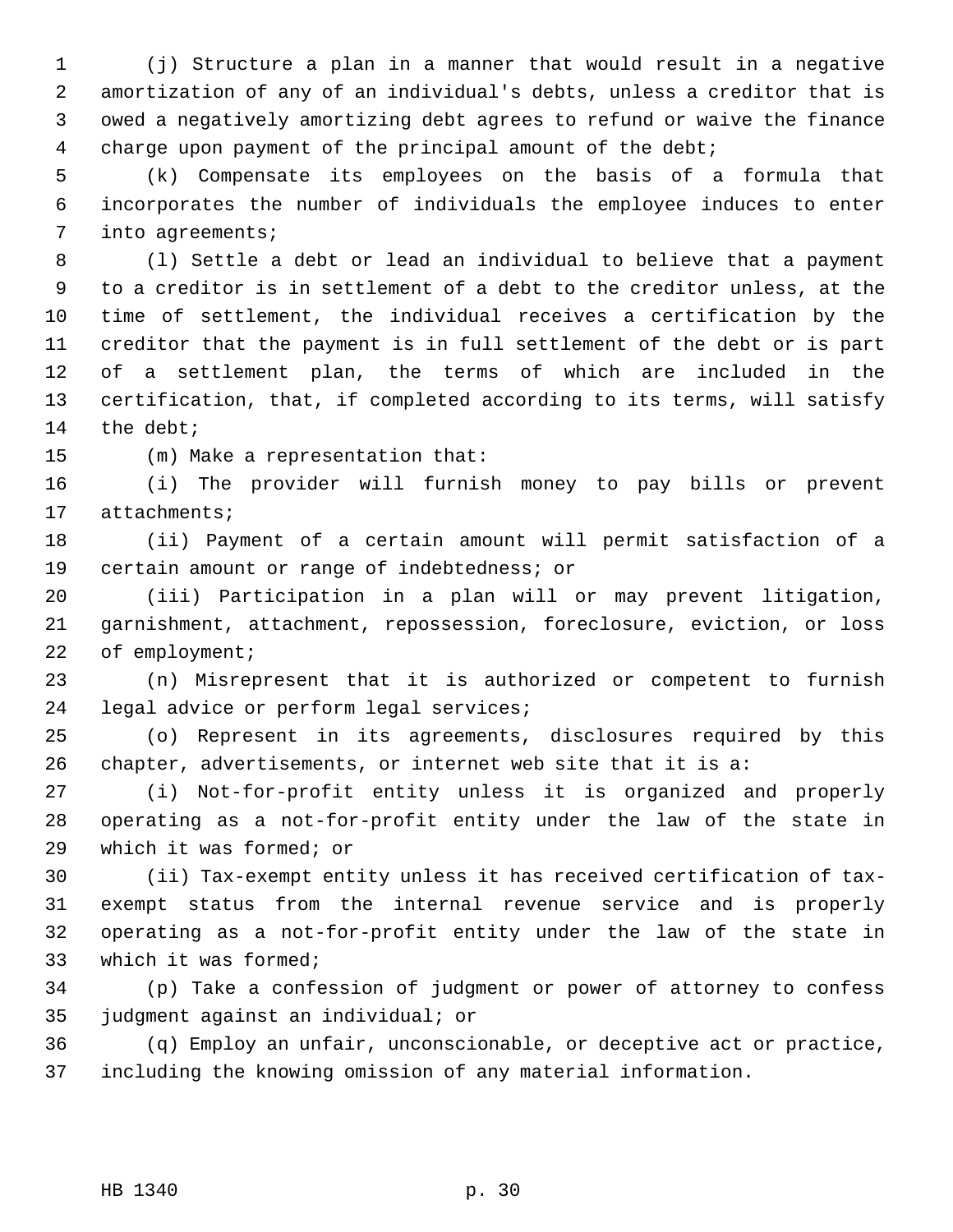(j) Structure a plan in a manner that would result in a negative amortization of any of an individual's debts, unless a creditor that is owed a negatively amortizing debt agrees to refund or waive the finance charge upon payment of the principal amount of the debt;

(k) Compensate its employees on the basis of a formula that incorporates the number of individuals the employee induces to enter into agreements;

(l) Settle a debt or lead an individual to believe that a payment to a creditor is in settlement of a debt to the creditor unless, at the time of settlement, the individual receives a certification by the creditor that the payment is in full settlement of the debt or is part of a settlement plan, the terms of which are included in the certification, that, if completed according to its terms, will satisfy the debt;

(m) Make a representation that:

(i) The provider will furnish money to pay bills or prevent attachments;

(ii) Payment of a certain amount will permit satisfaction of a certain amount or range of indebtedness; or

(iii) Participation in a plan will or may prevent litigation, garnishment, attachment, repossession, foreclosure, eviction, or loss of employment;

(n) Misrepresent that it is authorized or competent to furnish legal advice or perform legal services;

(o) Represent in its agreements, disclosures required by this chapter, advertisements, or internet web site that it is a:

(i) Not-for-profit entity unless it is organized and properly operating as a not-for-profit entity under the law of the state in which it was formed; or

(ii) Tax-exempt entity unless it has received certification of tax-exempt status from the internal revenue service and is properly operating as a not-for-profit entity under the law of the state in which it was formed;

(p) Take a confession of judgment or power of attorney to confess judgment against an individual; or

(q) Employ an unfair, unconscionable, or deceptive act or practice, including the knowing omission of any material information.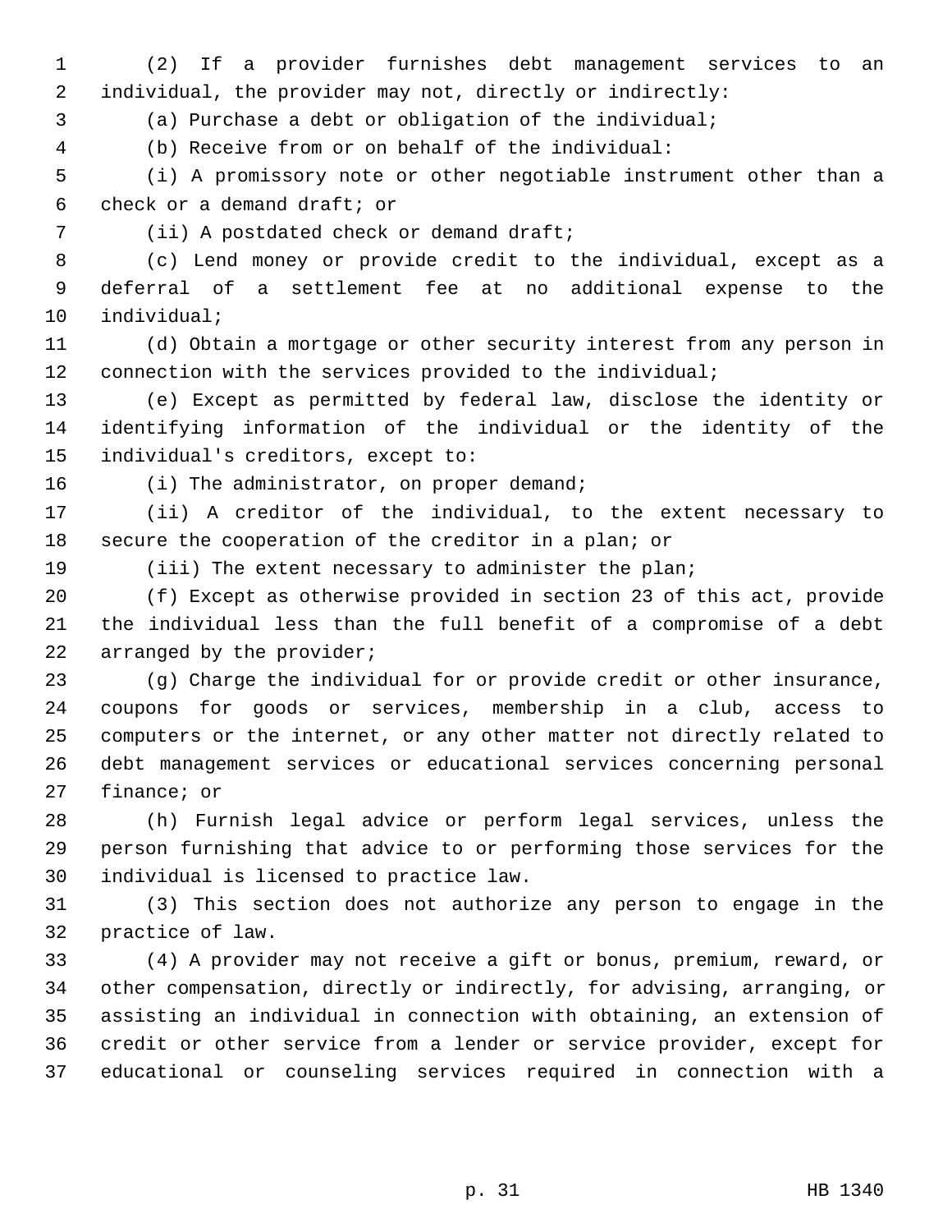(2) If a provider furnishes debt management services to an individual, the provider may not, directly or indirectly:

(a) Purchase a debt or obligation of the individual;

(b) Receive from or on behalf of the individual:

(i) A promissory note or other negotiable instrument other than a check or a demand draft; or

(ii) A postdated check or demand draft;

(c) Lend money or provide credit to the individual, except as a deferral of a settlement fee at no additional expense to the individual;

(d) Obtain a mortgage or other security interest from any person in connection with the services provided to the individual;

(e) Except as permitted by federal law, disclose the identity or identifying information of the individual or the identity of the individual's creditors, except to:

(i) The administrator, on proper demand;

(ii) A creditor of the individual, to the extent necessary to secure the cooperation of the creditor in a plan; or

(iii) The extent necessary to administer the plan;

(f) Except as otherwise provided in section 23 of this act, provide the individual less than the full benefit of a compromise of a debt arranged by the provider;

(g) Charge the individual for or provide credit or other insurance, coupons for goods or services, membership in a club, access to computers or the internet, or any other matter not directly related to debt management services or educational services concerning personal finance; or

(h) Furnish legal advice or perform legal services, unless the person furnishing that advice to or performing those services for the individual is licensed to practice law.

(3) This section does not authorize any person to engage in the practice of law.

(4) A provider may not receive a gift or bonus, premium, reward, or other compensation, directly or indirectly, for advising, arranging, or assisting an individual in connection with obtaining, an extension of credit or other service from a lender or service provider, except for educational or counseling services required in connection with a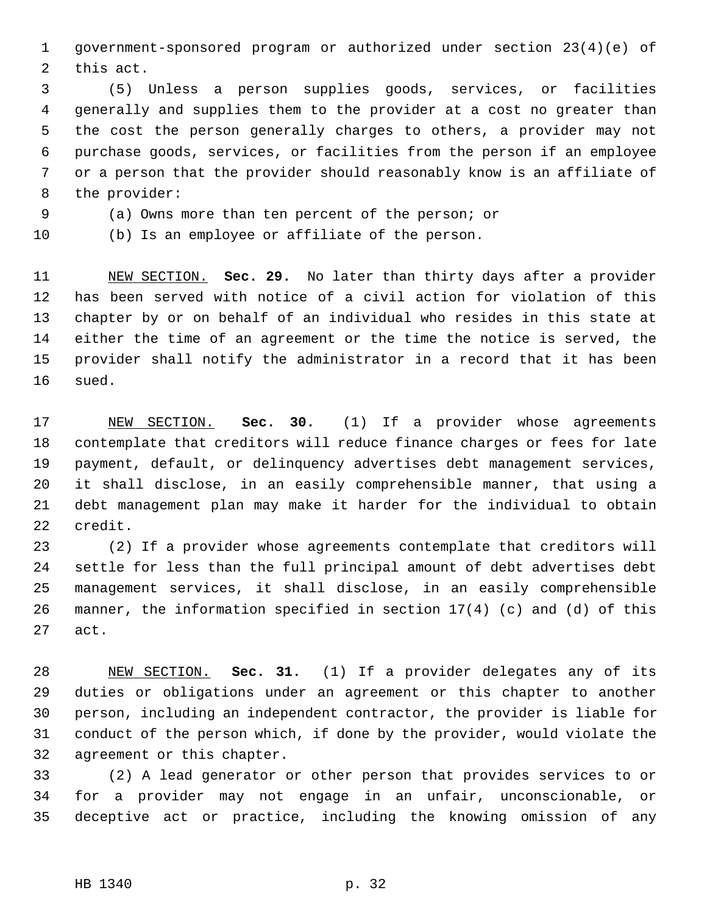government-sponsored program or authorized under section 23(4)(e) of this act.

(5) Unless a person supplies goods, services, or facilities generally and supplies them to the provider at a cost no greater than the cost the person generally charges to others, a provider may not purchase goods, services, or facilities from the person if an employee or a person that the provider should reasonably know is an affiliate of the provider:

(a) Owns more than ten percent of the person; or

(b) Is an employee or affiliate of the person.

NEW SECTION. **Sec. 29.** No later than thirty days after a provider has been served with notice of a civil action for violation of this chapter by or on behalf of an individual who resides in this state at either the time of an agreement or the time the notice is served, the provider shall notify the administrator in a record that it has been sued.

NEW SECTION. **Sec. 30.** (1) If a provider whose agreements contemplate that creditors will reduce finance charges or fees for late payment, default, or delinquency advertises debt management services, it shall disclose, in an easily comprehensible manner, that using a debt management plan may make it harder for the individual to obtain credit.

(2) If a provider whose agreements contemplate that creditors will settle for less than the full principal amount of debt advertises debt management services, it shall disclose, in an easily comprehensible manner, the information specified in section 17(4) (c) and (d) of this act.

NEW SECTION. **Sec. 31.** (1) If a provider delegates any of its duties or obligations under an agreement or this chapter to another person, including an independent contractor, the provider is liable for conduct of the person which, if done by the provider, would violate the agreement or this chapter.

(2) A lead generator or other person that provides services to or for a provider may not engage in an unfair, unconscionable, or deceptive act or practice, including the knowing omission of any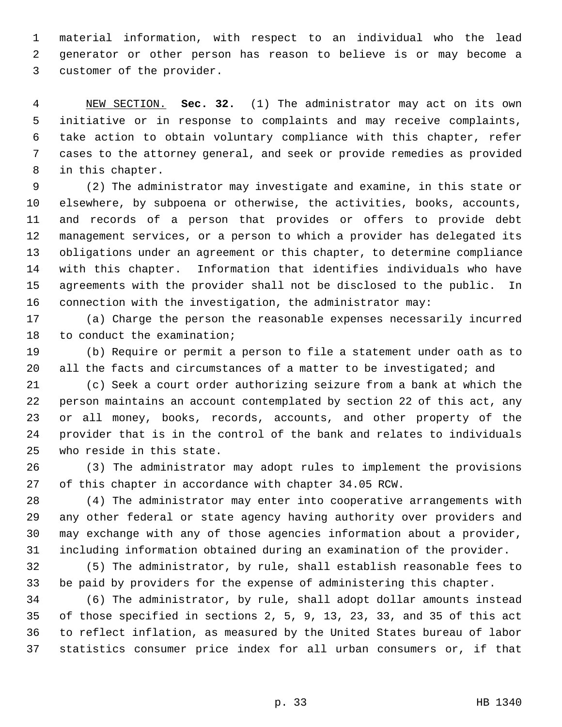material information, with respect to an individual who the lead generator or other person has reason to believe is or may become a customer of the provider.

NEW SECTION. **Sec. 32.** (1) The administrator may act on its own initiative or in response to complaints and may receive complaints, take action to obtain voluntary compliance with this chapter, refer cases to the attorney general, and seek or provide remedies as provided in this chapter.

(2) The administrator may investigate and examine, in this state or elsewhere, by subpoena or otherwise, the activities, books, accounts, and records of a person that provides or offers to provide debt management services, or a person to which a provider has delegated its obligations under an agreement or this chapter, to determine compliance with this chapter. Information that identifies individuals who have agreements with the provider shall not be disclosed to the public. In connection with the investigation, the administrator may:

(a) Charge the person the reasonable expenses necessarily incurred to conduct the examination;

(b) Require or permit a person to file a statement under oath as to all the facts and circumstances of a matter to be investigated; and

(c) Seek a court order authorizing seizure from a bank at which the person maintains an account contemplated by section 22 of this act, any or all money, books, records, accounts, and other property of the provider that is in the control of the bank and relates to individuals who reside in this state.

(3) The administrator may adopt rules to implement the provisions of this chapter in accordance with chapter 34.05 RCW.

(4) The administrator may enter into cooperative arrangements with any other federal or state agency having authority over providers and may exchange with any of those agencies information about a provider, including information obtained during an examination of the provider.

(5) The administrator, by rule, shall establish reasonable fees to be paid by providers for the expense of administering this chapter.

(6) The administrator, by rule, shall adopt dollar amounts instead of those specified in sections 2, 5, 9, 13, 23, 33, and 35 of this act to reflect inflation, as measured by the United States bureau of labor statistics consumer price index for all urban consumers or, if that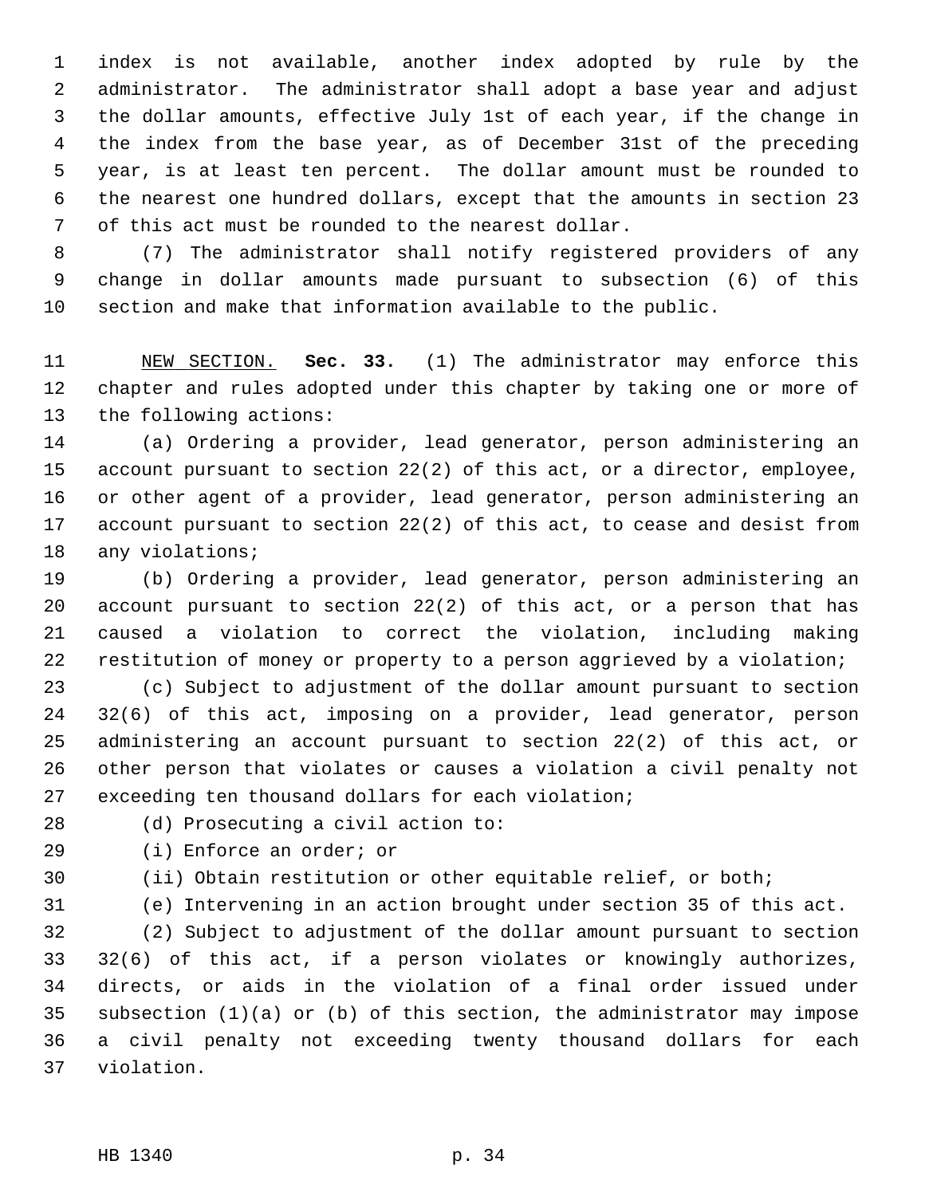index is not available, another index adopted by rule by the administrator. The administrator shall adopt a base year and adjust the dollar amounts, effective July 1st of each year, if the change in the index from the base year, as of December 31st of the preceding year, is at least ten percent. The dollar amount must be rounded to the nearest one hundred dollars, except that the amounts in section 23 of this act must be rounded to the nearest dollar.

(7) The administrator shall notify registered providers of any change in dollar amounts made pursuant to subsection (6) of this section and make that information available to the public.

NEW SECTION. **Sec. 33.** (1) The administrator may enforce this chapter and rules adopted under this chapter by taking one or more of the following actions:

(a) Ordering a provider, lead generator, person administering an account pursuant to section 22(2) of this act, or a director, employee, or other agent of a provider, lead generator, person administering an account pursuant to section 22(2) of this act, to cease and desist from any violations;

(b) Ordering a provider, lead generator, person administering an account pursuant to section 22(2) of this act, or a person that has caused a violation to correct the violation, including making restitution of money or property to a person aggrieved by a violation;

(c) Subject to adjustment of the dollar amount pursuant to section 32(6) of this act, imposing on a provider, lead generator, person administering an account pursuant to section 22(2) of this act, or other person that violates or causes a violation a civil penalty not exceeding ten thousand dollars for each violation;

(d) Prosecuting a civil action to:

(i) Enforce an order; or

(ii) Obtain restitution or other equitable relief, or both;

(e) Intervening in an action brought under section 35 of this act.

(2) Subject to adjustment of the dollar amount pursuant to section 32(6) of this act, if a person violates or knowingly authorizes, directs, or aids in the violation of a final order issued under subsection (1)(a) or (b) of this section, the administrator may impose a civil penalty not exceeding twenty thousand dollars for each violation.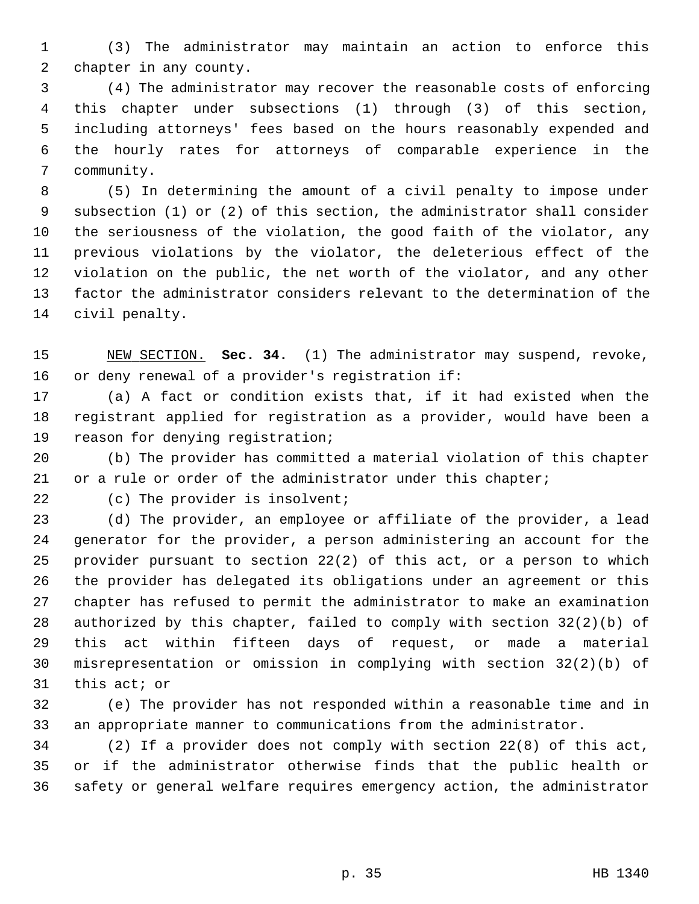(3) The administrator may maintain an action to enforce this chapter in any county.

(4) The administrator may recover the reasonable costs of enforcing this chapter under subsections (1) through (3) of this section, including attorneys' fees based on the hours reasonably expended and the hourly rates for attorneys of comparable experience in the community.

(5) In determining the amount of a civil penalty to impose under subsection (1) or (2) of this section, the administrator shall consider the seriousness of the violation, the good faith of the violator, any previous violations by the violator, the deleterious effect of the violation on the public, the net worth of the violator, and any other factor the administrator considers relevant to the determination of the civil penalty.

NEW SECTION. **Sec. 34.** (1) The administrator may suspend, revoke, or deny renewal of a provider's registration if:

(a) A fact or condition exists that, if it had existed when the registrant applied for registration as a provider, would have been a reason for denying registration;

(b) The provider has committed a material violation of this chapter or a rule or order of the administrator under this chapter;

(c) The provider is insolvent;

(d) The provider, an employee or affiliate of the provider, a lead generator for the provider, a person administering an account for the provider pursuant to section 22(2) of this act, or a person to which the provider has delegated its obligations under an agreement or this chapter has refused to permit the administrator to make an examination authorized by this chapter, failed to comply with section 32(2)(b) of this act within fifteen days of request, or made a material misrepresentation or omission in complying with section 32(2)(b) of this act; or

(e) The provider has not responded within a reasonable time and in an appropriate manner to communications from the administrator.

(2) If a provider does not comply with section 22(8) of this act, or if the administrator otherwise finds that the public health or safety or general welfare requires emergency action, the administrator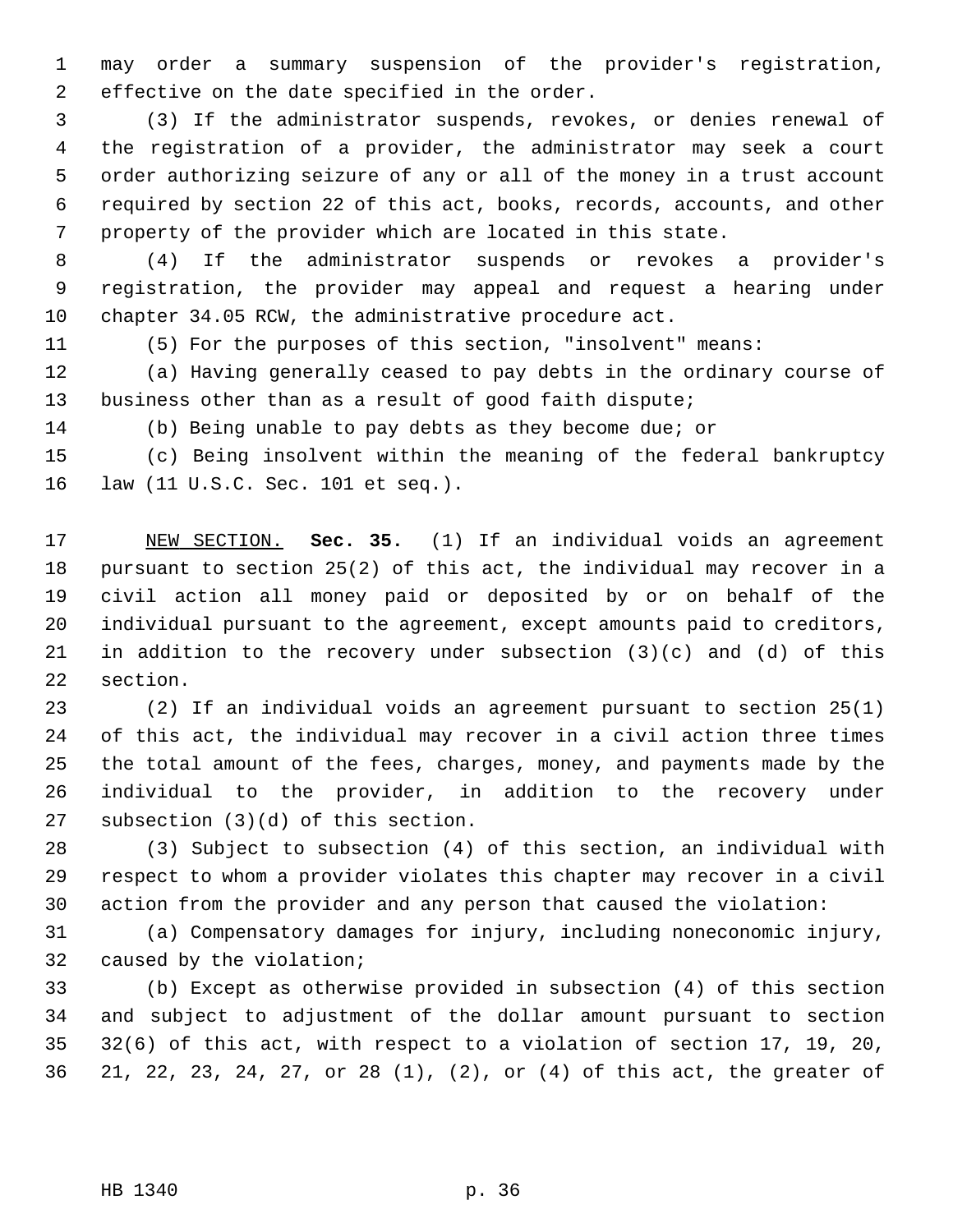may order a summary suspension of the provider's registration, effective on the date specified in the order.

(3) If the administrator suspends, revokes, or denies renewal of the registration of a provider, the administrator may seek a court order authorizing seizure of any or all of the money in a trust account required by section 22 of this act, books, records, accounts, and other property of the provider which are located in this state.

(4) If the administrator suspends or revokes a provider's registration, the provider may appeal and request a hearing under chapter 34.05 RCW, the administrative procedure act.

(5) For the purposes of this section, "insolvent" means:

(a) Having generally ceased to pay debts in the ordinary course of business other than as a result of good faith dispute;

(b) Being unable to pay debts as they become due; or

(c) Being insolvent within the meaning of the federal bankruptcy law (11 U.S.C. Sec. 101 et seq.).

NEW SECTION. **Sec. 35.** (1) If an individual voids an agreement pursuant to section 25(2) of this act, the individual may recover in a civil action all money paid or deposited by or on behalf of the individual pursuant to the agreement, except amounts paid to creditors, in addition to the recovery under subsection (3)(c) and (d) of this section.

(2) If an individual voids an agreement pursuant to section 25(1) of this act, the individual may recover in a civil action three times the total amount of the fees, charges, money, and payments made by the individual to the provider, in addition to the recovery under subsection (3)(d) of this section.

(3) Subject to subsection (4) of this section, an individual with respect to whom a provider violates this chapter may recover in a civil action from the provider and any person that caused the violation:

(a) Compensatory damages for injury, including noneconomic injury, caused by the violation;

(b) Except as otherwise provided in subsection (4) of this section and subject to adjustment of the dollar amount pursuant to section 32(6) of this act, with respect to a violation of section 17, 19, 20, 21, 22, 23, 24, 27, or 28 (1), (2), or (4) of this act, the greater of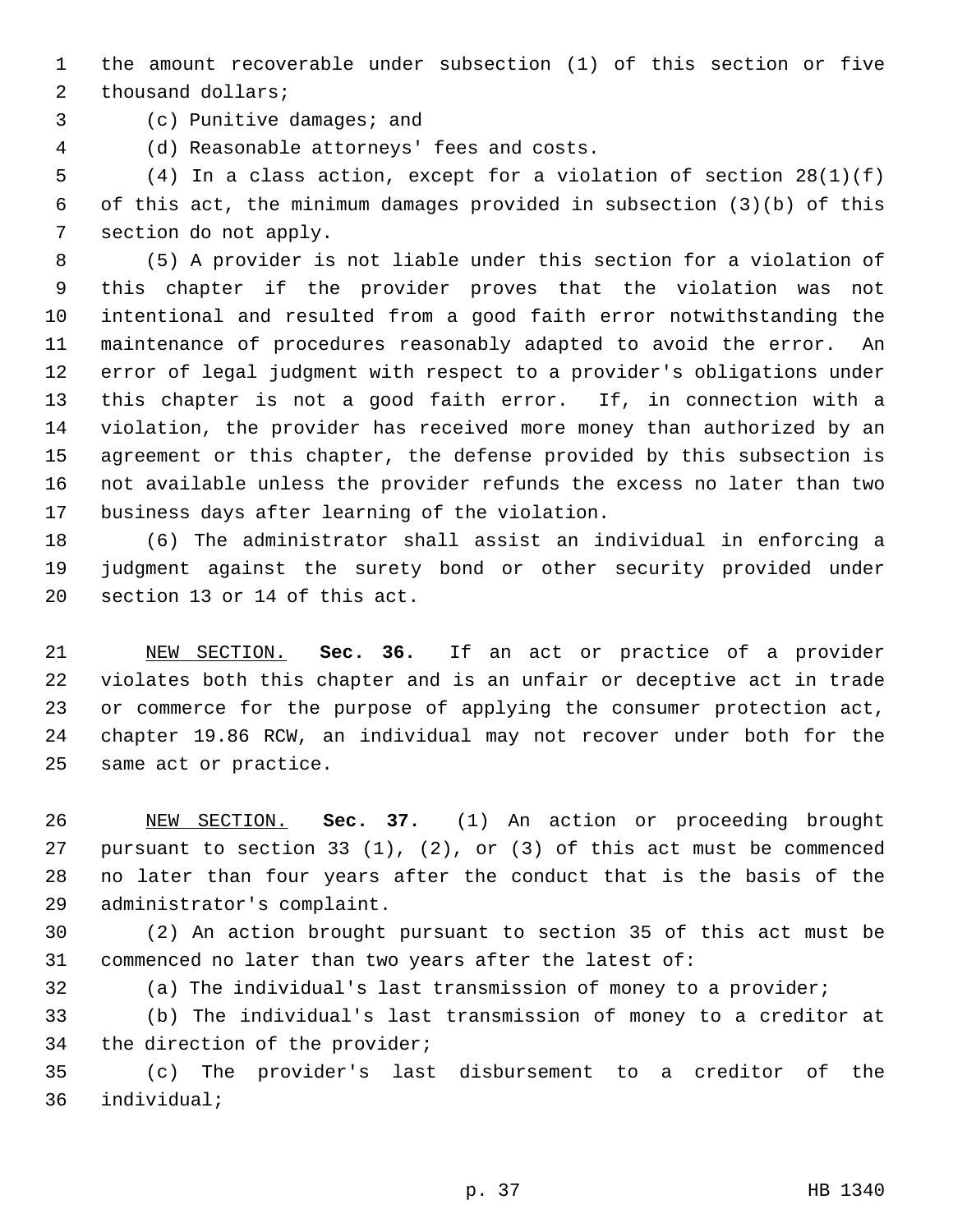the amount recoverable under subsection (1) of this section or five thousand dollars;

(c) Punitive damages; and

(d) Reasonable attorneys' fees and costs.

(4) In a class action, except for a violation of section 28(1)(f) of this act, the minimum damages provided in subsection (3)(b) of this section do not apply.

(5) A provider is not liable under this section for a violation of this chapter if the provider proves that the violation was not intentional and resulted from a good faith error notwithstanding the maintenance of procedures reasonably adapted to avoid the error. An error of legal judgment with respect to a provider's obligations under this chapter is not a good faith error. If, in connection with a violation, the provider has received more money than authorized by an agreement or this chapter, the defense provided by this subsection is not available unless the provider refunds the excess no later than two business days after learning of the violation.

(6) The administrator shall assist an individual in enforcing a judgment against the surety bond or other security provided under section 13 or 14 of this act.

NEW SECTION. **Sec. 36.** If an act or practice of a provider violates both this chapter and is an unfair or deceptive act in trade or commerce for the purpose of applying the consumer protection act, chapter 19.86 RCW, an individual may not recover under both for the same act or practice.

NEW SECTION. **Sec. 37.** (1) An action or proceeding brought pursuant to section 33 (1), (2), or (3) of this act must be commenced no later than four years after the conduct that is the basis of the administrator's complaint.

(2) An action brought pursuant to section 35 of this act must be commenced no later than two years after the latest of:

(a) The individual's last transmission of money to a provider;

(b) The individual's last transmission of money to a creditor at the direction of the provider;

(c) The provider's last disbursement to a creditor of the individual;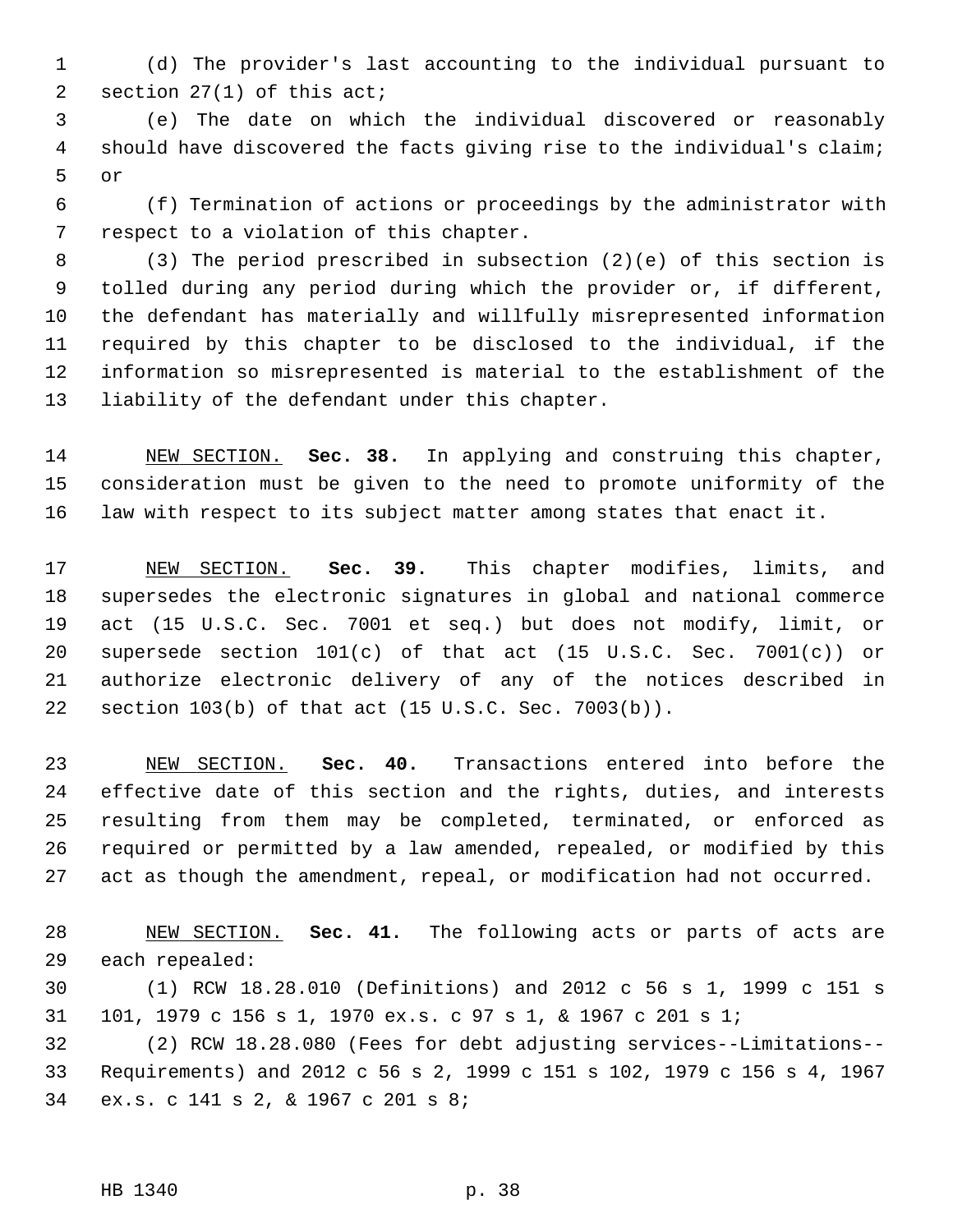(d) The provider's last accounting to the individual pursuant to section 27(1) of this act;

(e) The date on which the individual discovered or reasonably should have discovered the facts giving rise to the individual's claim; or

(f) Termination of actions or proceedings by the administrator with respect to a violation of this chapter.

(3) The period prescribed in subsection (2)(e) of this section is tolled during any period during which the provider or, if different, the defendant has materially and willfully misrepresented information required by this chapter to be disclosed to the individual, if the information so misrepresented is material to the establishment of the liability of the defendant under this chapter.

NEW SECTION. **Sec. 38.** In applying and construing this chapter, consideration must be given to the need to promote uniformity of the law with respect to its subject matter among states that enact it.

NEW SECTION. **Sec. 39.** This chapter modifies, limits, and supersedes the electronic signatures in global and national commerce act (15 U.S.C. Sec. 7001 et seq.) but does not modify, limit, or supersede section 101(c) of that act (15 U.S.C. Sec. 7001(c)) or authorize electronic delivery of any of the notices described in section 103(b) of that act (15 U.S.C. Sec. 7003(b)).

NEW SECTION. **Sec. 40.** Transactions entered into before the effective date of this section and the rights, duties, and interests resulting from them may be completed, terminated, or enforced as required or permitted by a law amended, repealed, or modified by this act as though the amendment, repeal, or modification had not occurred.

NEW SECTION. **Sec. 41.** The following acts or parts of acts are each repealed:

(1) RCW 18.28.010 (Definitions) and 2012 c 56 s 1, 1999 c 151 s 101, 1979 c 156 s 1, 1970 ex.s. c 97 s 1, & 1967 c 201 s 1;

(2) RCW 18.28.080 (Fees for debt adjusting services--Limitations--Requirements) and 2012 c 56 s 2, 1999 c 151 s 102, 1979 c 156 s 4, 1967 ex.s. c 141 s 2, & 1967 c 201 s 8;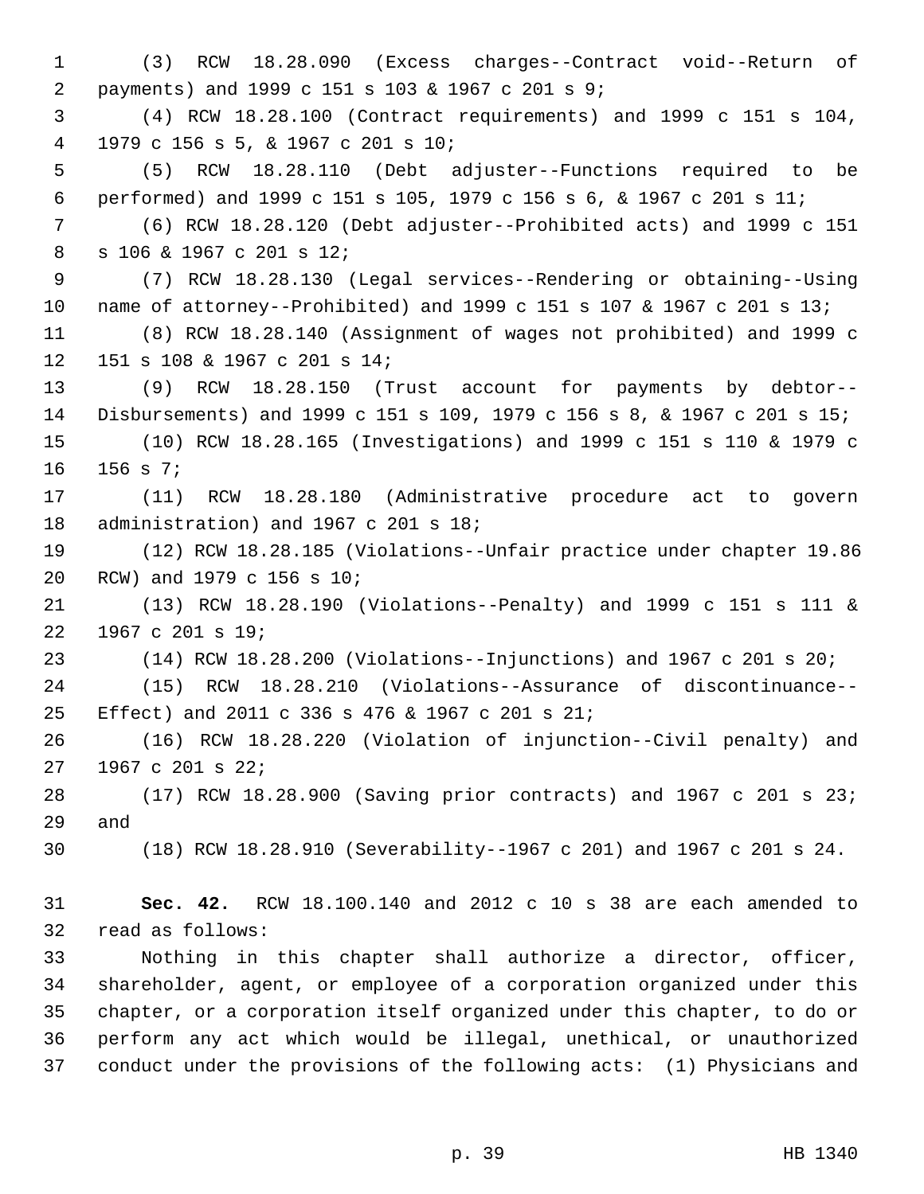(3) RCW 18.28.090 (Excess charges--Contract void--Return of payments) and 1999 c 151 s 103 & 1967 c 201 s 9;

(4) RCW 18.28.100 (Contract requirements) and 1999 c 151 s 104, 1979 c 156 s 5, & 1967 c 201 s 10;

(5) RCW 18.28.110 (Debt adjuster--Functions required to be performed) and 1999 c 151 s 105, 1979 c 156 s 6, & 1967 c 201 s 11;

(6) RCW 18.28.120 (Debt adjuster--Prohibited acts) and 1999 c 151 s 106 & 1967 c 201 s 12;

(7) RCW 18.28.130 (Legal services--Rendering or obtaining--Using name of attorney--Prohibited) and 1999 c 151 s 107 & 1967 c 201 s 13;

(8) RCW 18.28.140 (Assignment of wages not prohibited) and 1999 c 151 s 108 & 1967 c 201 s 14;

(9) RCW 18.28.150 (Trust account for payments by debtor--Disbursements) and 1999 c 151 s 109, 1979 c 156 s 8, & 1967 c 201 s 15;

(10) RCW 18.28.165 (Investigations) and 1999 c 151 s 110 & 1979 c 156 s 7;

(11) RCW 18.28.180 (Administrative procedure act to govern administration) and 1967 c 201 s 18;

(12) RCW 18.28.185 (Violations--Unfair practice under chapter 19.86 RCW) and 1979 c 156 s 10;

(13) RCW 18.28.190 (Violations--Penalty) and 1999 c 151 s 111 & 1967 c 201 s 19;

(14) RCW 18.28.200 (Violations--Injunctions) and 1967 c 201 s 20;

(15) RCW 18.28.210 (Violations--Assurance of discontinuance--Effect) and 2011 c 336 s 476 & 1967 c 201 s 21;

(16) RCW 18.28.220 (Violation of injunction--Civil penalty) and 1967 c 201 s 22;

(17) RCW 18.28.900 (Saving prior contracts) and 1967 c 201 s 23; and

(18) RCW 18.28.910 (Severability--1967 c 201) and 1967 c 201 s 24.

**Sec. 42.** RCW 18.100.140 and 2012 c 10 s 38 are each amended to read as follows:

Nothing in this chapter shall authorize a director, officer, shareholder, agent, or employee of a corporation organized under this chapter, or a corporation itself organized under this chapter, to do or perform any act which would be illegal, unethical, or unauthorized conduct under the provisions of the following acts: (1) Physicians and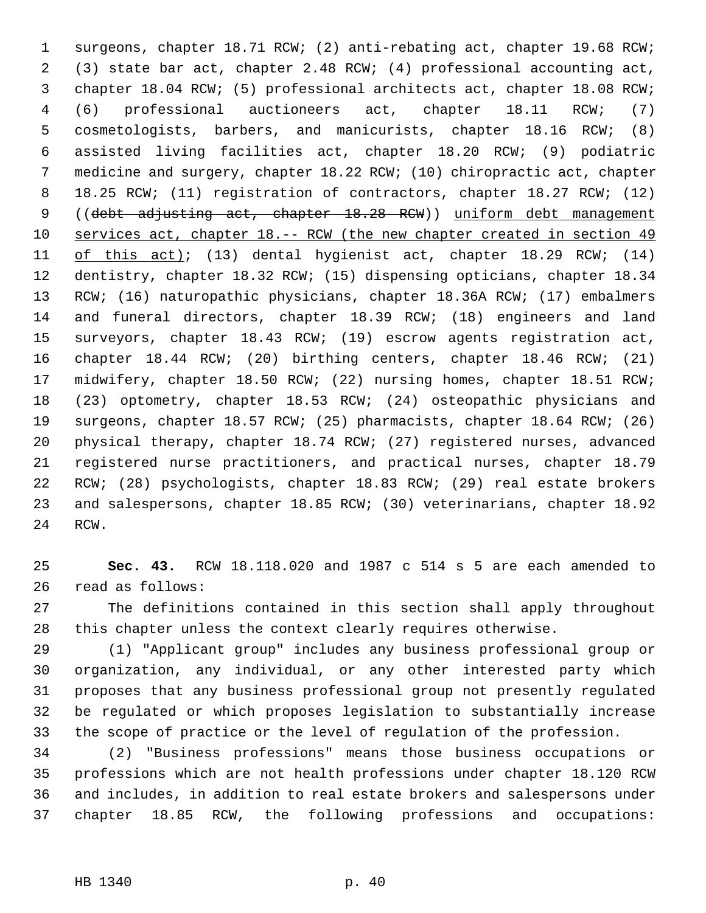surgeons, chapter 18.71 RCW; (2) anti-rebating act, chapter 19.68 RCW; (3) state bar act, chapter 2.48 RCW; (4) professional accounting act, chapter 18.04 RCW; (5) professional architects act, chapter 18.08 RCW; (6) professional auctioneers act, chapter 18.11 RCW; (7) cosmetologists, barbers, and manicurists, chapter 18.16 RCW; (8) assisted living facilities act, chapter 18.20 RCW; (9) podiatric medicine and surgery, chapter 18.22 RCW; (10) chiropractic act, chapter 18.25 RCW; (11) registration of contractors, chapter 18.27 RCW; (12) ((~~debt adjusting act, chapter 18.28 RCW~~)) <u>uniform debt management services act, chapter 18.-- RCW (the new chapter created in section 49 of this act)</u>; (13) dental hygienist act, chapter 18.29 RCW; (14) dentistry, chapter 18.32 RCW; (15) dispensing opticians, chapter 18.34 RCW; (16) naturopathic physicians, chapter 18.36A RCW; (17) embalmers and funeral directors, chapter 18.39 RCW; (18) engineers and land surveyors, chapter 18.43 RCW; (19) escrow agents registration act, chapter 18.44 RCW; (20) birthing centers, chapter 18.46 RCW; (21) midwifery, chapter 18.50 RCW; (22) nursing homes, chapter 18.51 RCW; (23) optometry, chapter 18.53 RCW; (24) osteopathic physicians and surgeons, chapter 18.57 RCW; (25) pharmacists, chapter 18.64 RCW; (26) physical therapy, chapter 18.74 RCW; (27) registered nurses, advanced registered nurse practitioners, and practical nurses, chapter 18.79 RCW; (28) psychologists, chapter 18.83 RCW; (29) real estate brokers and salespersons, chapter 18.85 RCW; (30) veterinarians, chapter 18.92 RCW.

**Sec. 43.** RCW 18.118.020 and 1987 c 514 s 5 are each amended to read as follows:

The definitions contained in this section shall apply throughout this chapter unless the context clearly requires otherwise.

(1) "Applicant group" includes any business professional group or organization, any individual, or any other interested party which proposes that any business professional group not presently regulated be regulated or which proposes legislation to substantially increase the scope of practice or the level of regulation of the profession.

(2) "Business professions" means those business occupations or professions which are not health professions under chapter 18.120 RCW and includes, in addition to real estate brokers and salespersons under chapter 18.85 RCW, the following professions and occupations: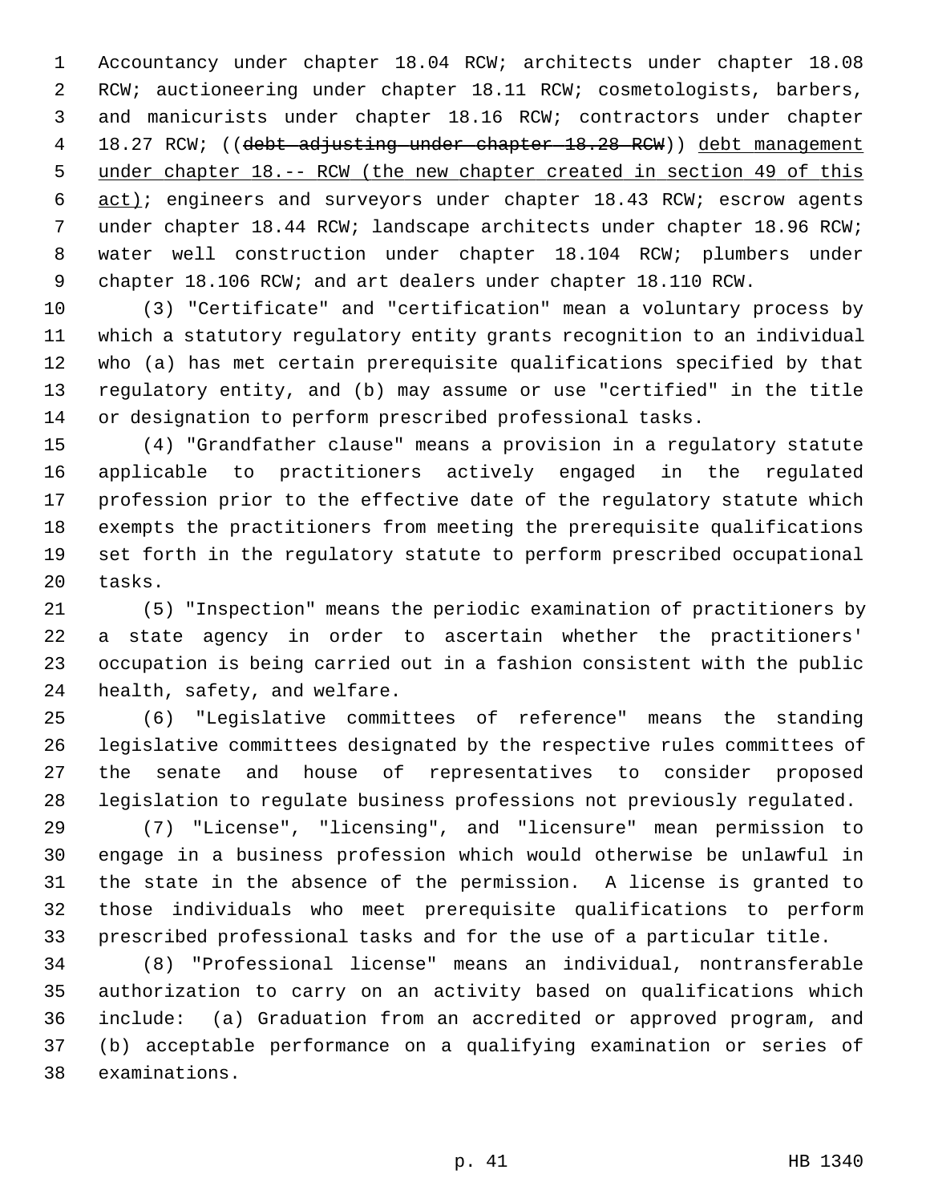Accountancy under chapter 18.04 RCW; architects under chapter 18.08 RCW; auctioneering under chapter 18.11 RCW; cosmetologists, barbers, and manicurists under chapter 18.16 RCW; contractors under chapter 18.27 RCW; ((~~debt adjusting under chapter 18.28 RCW~~)) <u>debt management under chapter 18.-- RCW (the new chapter created in section 49 of this act)</u>; engineers and surveyors under chapter 18.43 RCW; escrow agents under chapter 18.44 RCW; landscape architects under chapter 18.96 RCW; water well construction under chapter 18.104 RCW; plumbers under chapter 18.106 RCW; and art dealers under chapter 18.110 RCW.

(3) "Certificate" and "certification" mean a voluntary process by which a statutory regulatory entity grants recognition to an individual who (a) has met certain prerequisite qualifications specified by that regulatory entity, and (b) may assume or use "certified" in the title or designation to perform prescribed professional tasks.

(4) "Grandfather clause" means a provision in a regulatory statute applicable to practitioners actively engaged in the regulated profession prior to the effective date of the regulatory statute which exempts the practitioners from meeting the prerequisite qualifications set forth in the regulatory statute to perform prescribed occupational tasks.

(5) "Inspection" means the periodic examination of practitioners by a state agency in order to ascertain whether the practitioners' occupation is being carried out in a fashion consistent with the public health, safety, and welfare.

(6) "Legislative committees of reference" means the standing legislative committees designated by the respective rules committees of the senate and house of representatives to consider proposed legislation to regulate business professions not previously regulated.

(7) "License", "licensing", and "licensure" mean permission to engage in a business profession which would otherwise be unlawful in the state in the absence of the permission. A license is granted to those individuals who meet prerequisite qualifications to perform prescribed professional tasks and for the use of a particular title.

(8) "Professional license" means an individual, nontransferable authorization to carry on an activity based on qualifications which include: (a) Graduation from an accredited or approved program, and (b) acceptable performance on a qualifying examination or series of examinations.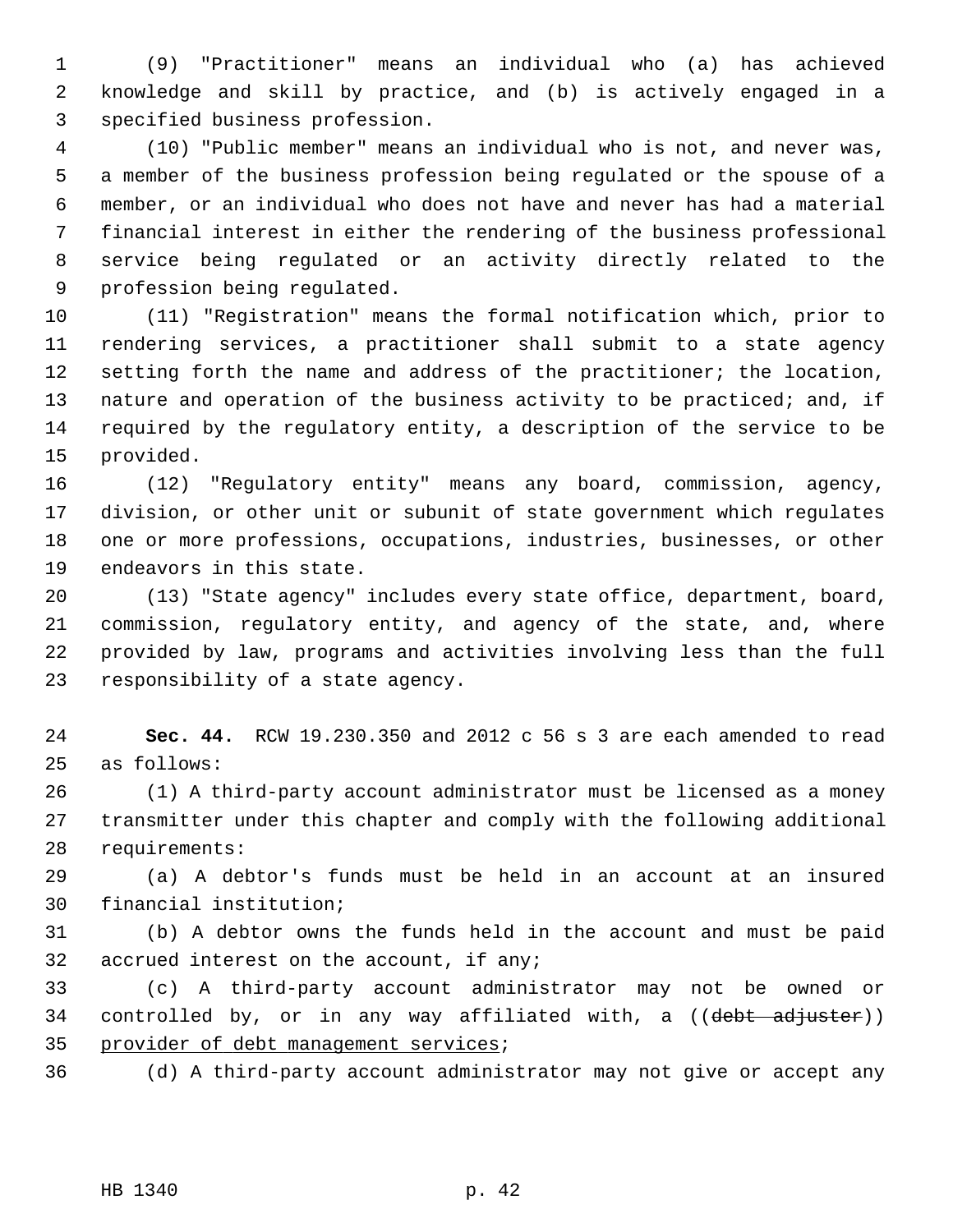(9) "Practitioner" means an individual who (a) has achieved knowledge and skill by practice, and (b) is actively engaged in a specified business profession.

(10) "Public member" means an individual who is not, and never was, a member of the business profession being regulated or the spouse of a member, or an individual who does not have and never has had a material financial interest in either the rendering of the business professional service being regulated or an activity directly related to the profession being regulated.

(11) "Registration" means the formal notification which, prior to rendering services, a practitioner shall submit to a state agency setting forth the name and address of the practitioner; the location, nature and operation of the business activity to be practiced; and, if required by the regulatory entity, a description of the service to be provided.

(12) "Regulatory entity" means any board, commission, agency, division, or other unit or subunit of state government which regulates one or more professions, occupations, industries, businesses, or other endeavors in this state.

(13) "State agency" includes every state office, department, board, commission, regulatory entity, and agency of the state, and, where provided by law, programs and activities involving less than the full responsibility of a state agency.

**Sec. 44.** RCW 19.230.350 and 2012 c 56 s 3 are each amended to read as follows:

(1) A third-party account administrator must be licensed as a money transmitter under this chapter and comply with the following additional requirements:

(a) A debtor's funds must be held in an account at an insured financial institution;

(b) A debtor owns the funds held in the account and must be paid accrued interest on the account, if any;

(c) A third-party account administrator may not be owned or controlled by, or in any way affiliated with, a ((~~debt adjuster~~)) <u>provider of debt management services</u>;

(d) A third-party account administrator may not give or accept any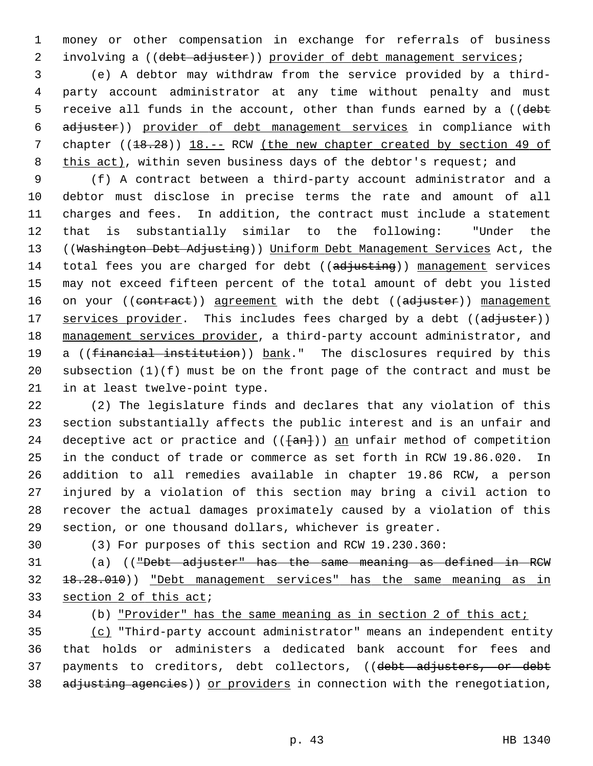money or other compensation in exchange for referrals of business involving a ((~~debt adjuster~~)) <u>provider of debt management services</u>;

(e) A debtor may withdraw from the service provided by a third-party account administrator at any time without penalty and must receive all funds in the account, other than funds earned by a ((~~debt adjuster~~)) <u>provider of debt management services</u> in compliance with chapter ((~~18.28~~)) <u>18.--</u> RCW <u>(the new chapter created by section 49 of this act)</u>, within seven business days of the debtor's request; and

(f) A contract between a third-party account administrator and a debtor must disclose in precise terms the rate and amount of all charges and fees. In addition, the contract must include a statement that is substantially similar to the following: "Under the ((~~Washington Debt Adjusting~~)) <u>Uniform Debt Management Services</u> Act, the total fees you are charged for debt ((~~adjusting~~)) <u>management</u> services may not exceed fifteen percent of the total amount of debt you listed on your ((~~contract~~)) <u>agreement</u> with the debt ((~~adjuster~~)) <u>management services provider</u>. This includes fees charged by a debt ((~~adjuster~~)) <u>management services provider</u>, a third-party account administrator, and a ((~~financial institution~~)) <u>bank</u>." The disclosures required by this subsection (1)(f) must be on the front page of the contract and must be in at least twelve-point type.

(2) The legislature finds and declares that any violation of this section substantially affects the public interest and is an unfair and deceptive act or practice and ((~~[an]~~)) <u>an</u> unfair method of competition in the conduct of trade or commerce as set forth in RCW 19.86.020. In addition to all remedies available in chapter 19.86 RCW, a person injured by a violation of this section may bring a civil action to recover the actual damages proximately caused by a violation of this section, or one thousand dollars, whichever is greater.

(3) For purposes of this section and RCW 19.230.360:

(a) ((~~"Debt adjuster" has the same meaning as defined in RCW 18.28.010~~)) <u>"Debt management services" has the same meaning as in section 2 of this act</u>;

(b) <u>"Provider" has the same meaning as in section 2 of this act;</u>

<u>(c)</u> "Third-party account administrator" means an independent entity that holds or administers a dedicated bank account for fees and payments to creditors, debt collectors, ((~~debt adjusters, or debt adjusting agencies~~)) <u>or providers</u> in connection with the renegotiation,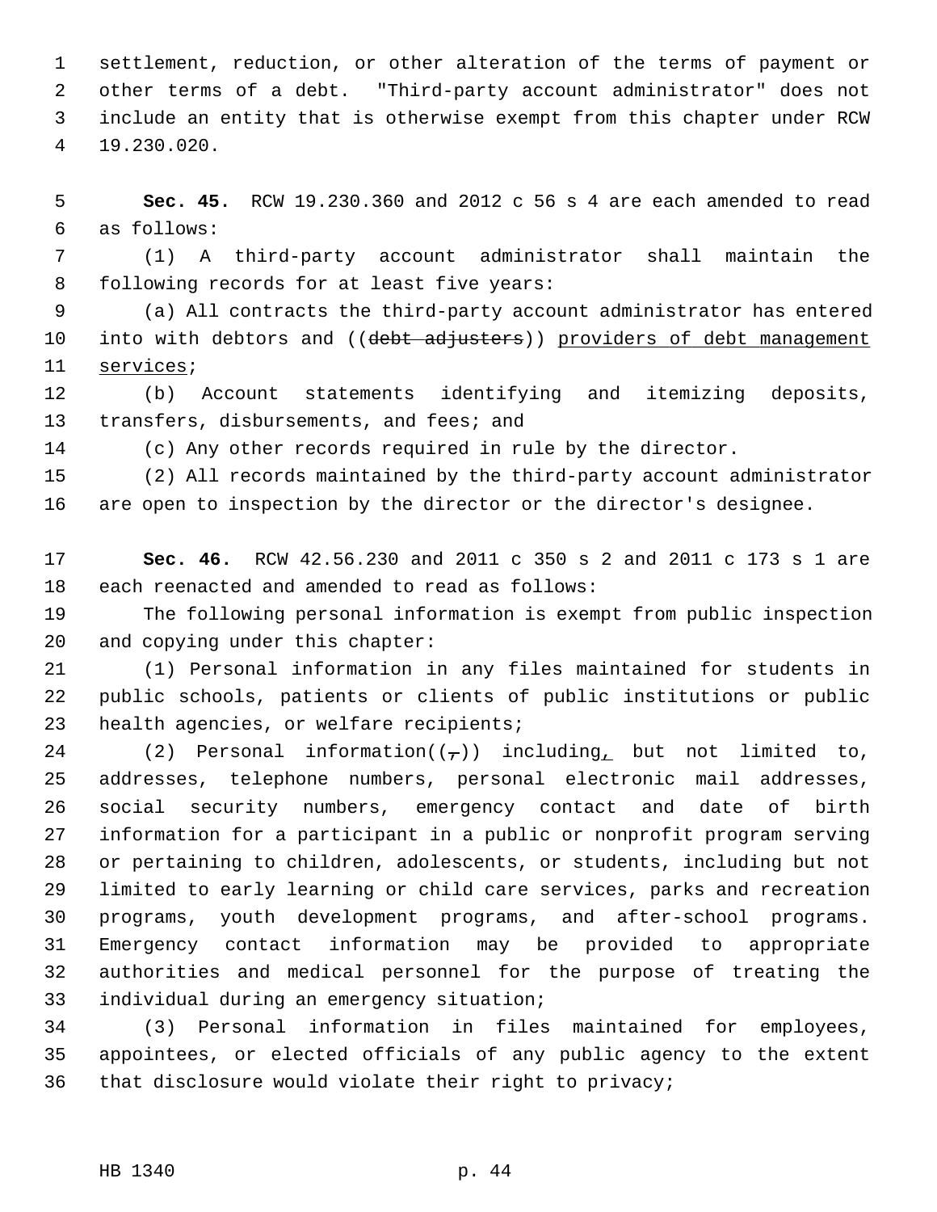settlement, reduction, or other alteration of the terms of payment or other terms of a debt. "Third-party account administrator" does not include an entity that is otherwise exempt from this chapter under RCW 19.230.020.

**Sec. 45.** RCW 19.230.360 and 2012 c 56 s 4 are each amended to read as follows:

(1) A third-party account administrator shall maintain the following records for at least five years:

(a) All contracts the third-party account administrator has entered into with debtors and ((~~debt adjusters~~)) <u>providers of debt management services</u>;

(b) Account statements identifying and itemizing deposits, transfers, disbursements, and fees; and

(c) Any other records required in rule by the director.

(2) All records maintained by the third-party account administrator are open to inspection by the director or the director's designee.

**Sec. 46.** RCW 42.56.230 and 2011 c 350 s 2 and 2011 c 173 s 1 are each reenacted and amended to read as follows:

The following personal information is exempt from public inspection and copying under this chapter:

(1) Personal information in any files maintained for students in public schools, patients or clients of public institutions or public health agencies, or welfare recipients;

(2) Personal information((~~,~~)) including<u>,</u> but not limited to, addresses, telephone numbers, personal electronic mail addresses, social security numbers, emergency contact and date of birth information for a participant in a public or nonprofit program serving or pertaining to children, adolescents, or students, including but not limited to early learning or child care services, parks and recreation programs, youth development programs, and after-school programs. Emergency contact information may be provided to appropriate authorities and medical personnel for the purpose of treating the individual during an emergency situation;

(3) Personal information in files maintained for employees, appointees, or elected officials of any public agency to the extent that disclosure would violate their right to privacy;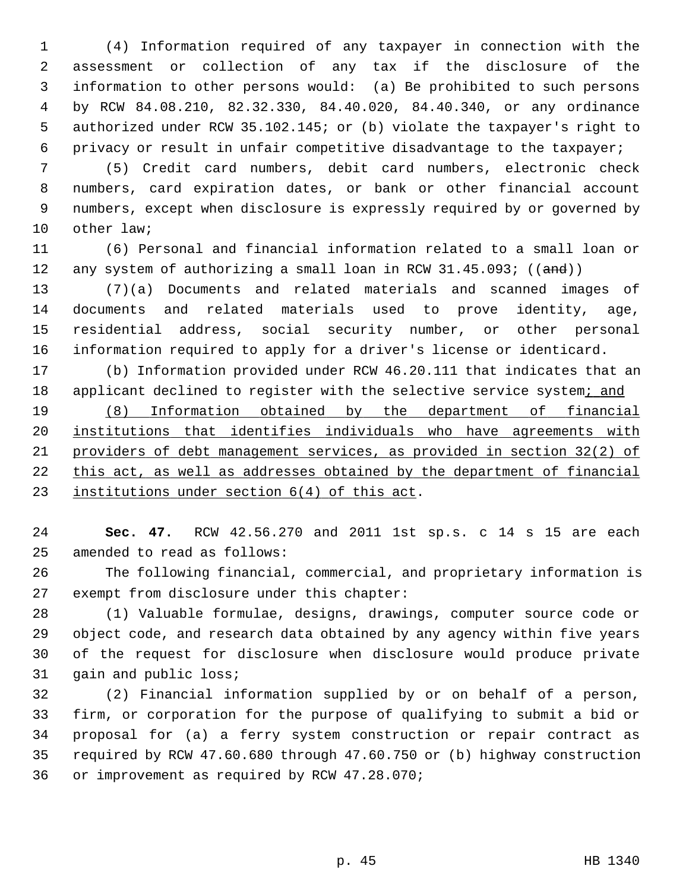(4) Information required of any taxpayer in connection with the assessment or collection of any tax if the disclosure of the information to other persons would: (a) Be prohibited to such persons by RCW 84.08.210, 82.32.330, 84.40.020, 84.40.340, or any ordinance authorized under RCW 35.102.145; or (b) violate the taxpayer's right to privacy or result in unfair competitive disadvantage to the taxpayer;

(5) Credit card numbers, debit card numbers, electronic check numbers, card expiration dates, or bank or other financial account numbers, except when disclosure is expressly required by or governed by other law;

(6) Personal and financial information related to a small loan or any system of authorizing a small loan in RCW 31.45.093; ((~~and~~))

(7)(a) Documents and related materials and scanned images of documents and related materials used to prove identity, age, residential address, social security number, or other personal information required to apply for a driver's license or identicard.

(b) Information provided under RCW 46.20.111 that indicates that an applicant declined to register with the selective service system<u>; and</u>

<u>(8) Information obtained by the department of financial institutions that identifies individuals who have agreements with providers of debt management services, as provided in section 32(2) of this act, as well as addresses obtained by the department of financial institutions under section 6(4) of this act</u>.

**Sec. 47.** RCW 42.56.270 and 2011 1st sp.s. c 14 s 15 are each amended to read as follows:

The following financial, commercial, and proprietary information is exempt from disclosure under this chapter:

(1) Valuable formulae, designs, drawings, computer source code or object code, and research data obtained by any agency within five years of the request for disclosure when disclosure would produce private gain and public loss;

(2) Financial information supplied by or on behalf of a person, firm, or corporation for the purpose of qualifying to submit a bid or proposal for (a) a ferry system construction or repair contract as required by RCW 47.60.680 through 47.60.750 or (b) highway construction or improvement as required by RCW 47.28.070;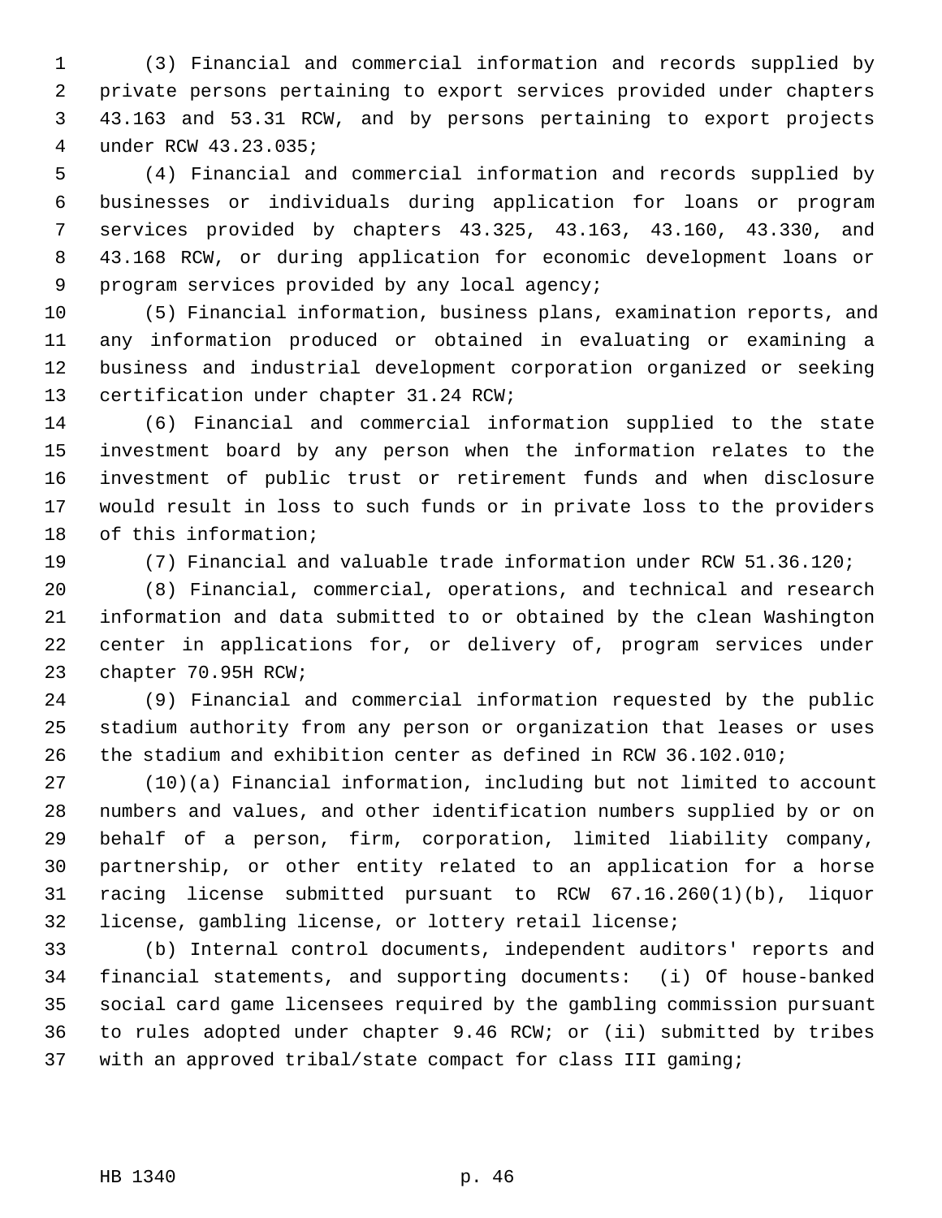(3) Financial and commercial information and records supplied by private persons pertaining to export services provided under chapters 43.163 and 53.31 RCW, and by persons pertaining to export projects under RCW 43.23.035;

(4) Financial and commercial information and records supplied by businesses or individuals during application for loans or program services provided by chapters 43.325, 43.163, 43.160, 43.330, and 43.168 RCW, or during application for economic development loans or program services provided by any local agency;

(5) Financial information, business plans, examination reports, and any information produced or obtained in evaluating or examining a business and industrial development corporation organized or seeking certification under chapter 31.24 RCW;

(6) Financial and commercial information supplied to the state investment board by any person when the information relates to the investment of public trust or retirement funds and when disclosure would result in loss to such funds or in private loss to the providers of this information;

(7) Financial and valuable trade information under RCW 51.36.120;

(8) Financial, commercial, operations, and technical and research information and data submitted to or obtained by the clean Washington center in applications for, or delivery of, program services under chapter 70.95H RCW;

(9) Financial and commercial information requested by the public stadium authority from any person or organization that leases or uses the stadium and exhibition center as defined in RCW 36.102.010;

(10)(a) Financial information, including but not limited to account numbers and values, and other identification numbers supplied by or on behalf of a person, firm, corporation, limited liability company, partnership, or other entity related to an application for a horse racing license submitted pursuant to RCW 67.16.260(1)(b), liquor license, gambling license, or lottery retail license;

(b) Internal control documents, independent auditors' reports and financial statements, and supporting documents: (i) Of house-banked social card game licensees required by the gambling commission pursuant to rules adopted under chapter 9.46 RCW; or (ii) submitted by tribes with an approved tribal/state compact for class III gaming;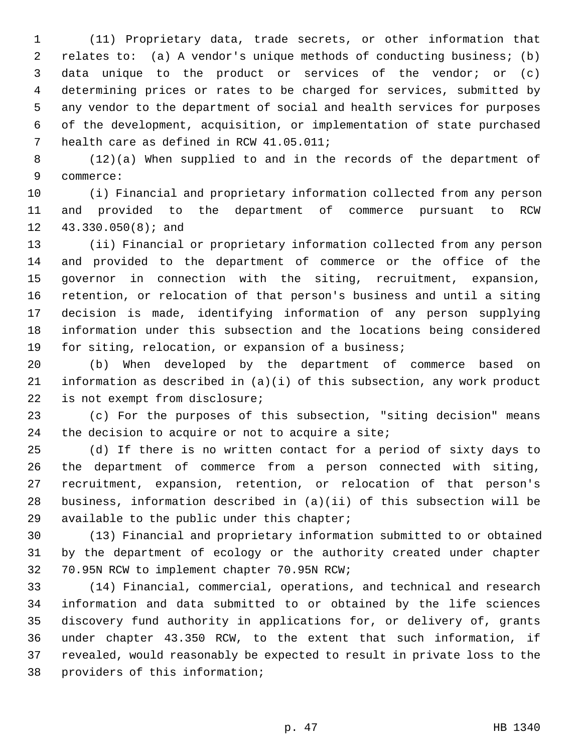(11) Proprietary data, trade secrets, or other information that relates to: (a) A vendor's unique methods of conducting business; (b) data unique to the product or services of the vendor; or (c) determining prices or rates to be charged for services, submitted by any vendor to the department of social and health services for purposes of the development, acquisition, or implementation of state purchased health care as defined in RCW 41.05.011;

(12)(a) When supplied to and in the records of the department of commerce:

(i) Financial and proprietary information collected from any person and provided to the department of commerce pursuant to RCW 43.330.050(8); and

(ii) Financial or proprietary information collected from any person and provided to the department of commerce or the office of the governor in connection with the siting, recruitment, expansion, retention, or relocation of that person's business and until a siting decision is made, identifying information of any person supplying information under this subsection and the locations being considered for siting, relocation, or expansion of a business;

(b) When developed by the department of commerce based on information as described in (a)(i) of this subsection, any work product is not exempt from disclosure;

(c) For the purposes of this subsection, "siting decision" means the decision to acquire or not to acquire a site;

(d) If there is no written contact for a period of sixty days to the department of commerce from a person connected with siting, recruitment, expansion, retention, or relocation of that person's business, information described in (a)(ii) of this subsection will be available to the public under this chapter;

(13) Financial and proprietary information submitted to or obtained by the department of ecology or the authority created under chapter 70.95N RCW to implement chapter 70.95N RCW;

(14) Financial, commercial, operations, and technical and research information and data submitted to or obtained by the life sciences discovery fund authority in applications for, or delivery of, grants under chapter 43.350 RCW, to the extent that such information, if revealed, would reasonably be expected to result in private loss to the providers of this information;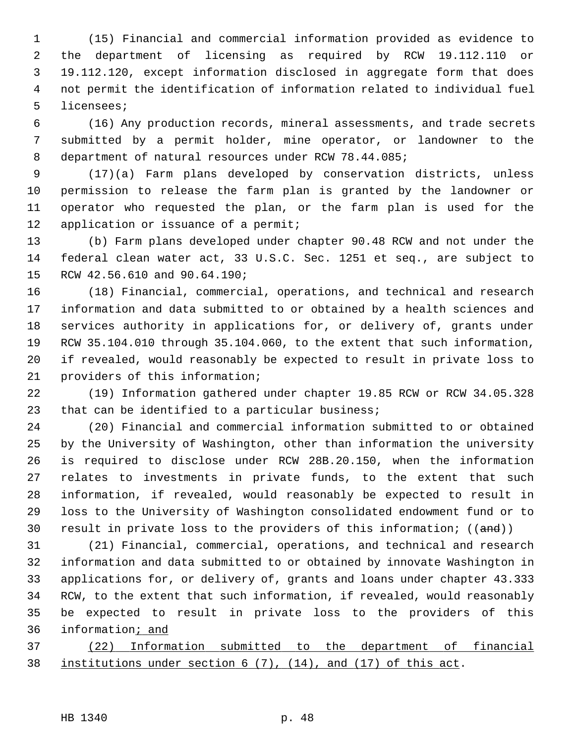(15) Financial and commercial information provided as evidence to the department of licensing as required by RCW 19.112.110 or 19.112.120, except information disclosed in aggregate form that does not permit the identification of information related to individual fuel licensees;

(16) Any production records, mineral assessments, and trade secrets submitted by a permit holder, mine operator, or landowner to the department of natural resources under RCW 78.44.085;

(17)(a) Farm plans developed by conservation districts, unless permission to release the farm plan is granted by the landowner or operator who requested the plan, or the farm plan is used for the application or issuance of a permit;

(b) Farm plans developed under chapter 90.48 RCW and not under the federal clean water act, 33 U.S.C. Sec. 1251 et seq., are subject to RCW 42.56.610 and 90.64.190;

(18) Financial, commercial, operations, and technical and research information and data submitted to or obtained by a health sciences and services authority in applications for, or delivery of, grants under RCW 35.104.010 through 35.104.060, to the extent that such information, if revealed, would reasonably be expected to result in private loss to providers of this information;

(19) Information gathered under chapter 19.85 RCW or RCW 34.05.328 that can be identified to a particular business;

(20) Financial and commercial information submitted to or obtained by the University of Washington, other than information the university is required to disclose under RCW 28B.20.150, when the information relates to investments in private funds, to the extent that such information, if revealed, would reasonably be expected to result in loss to the University of Washington consolidated endowment fund or to result in private loss to the providers of this information; ((~~and~~))

(21) Financial, commercial, operations, and technical and research information and data submitted to or obtained by innovate Washington in applications for, or delivery of, grants and loans under chapter 43.333 RCW, to the extent that such information, if revealed, would reasonably be expected to result in private loss to the providers of this information<u>; and</u>

<u>(22) Information submitted to the department of financial institutions under section 6 (7), (14), and (17) of this act</u>.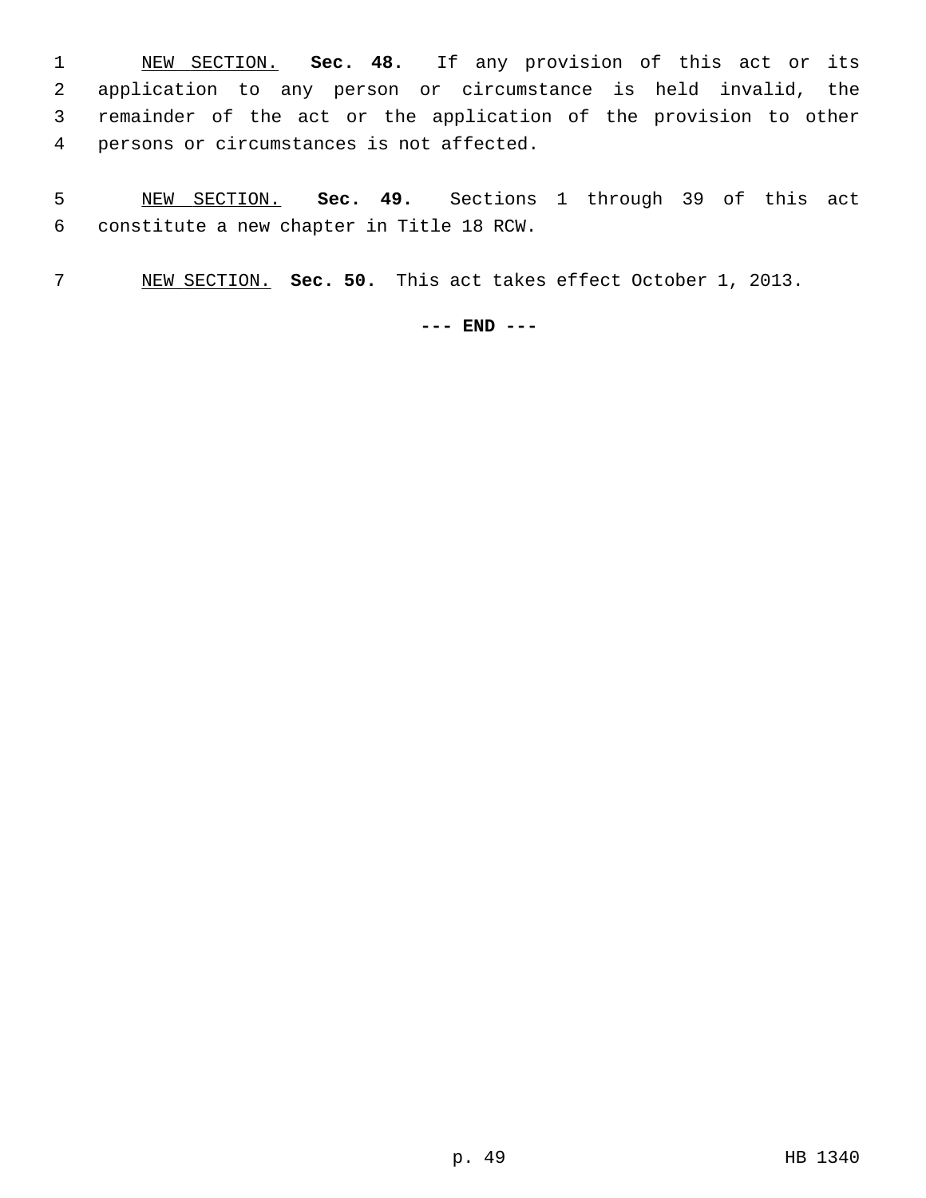NEW SECTION. **Sec. 48.** If any provision of this act or its application to any person or circumstance is held invalid, the remainder of the act or the application of the provision to other persons or circumstances is not affected.

NEW SECTION. **Sec. 49.** Sections 1 through 39 of this act constitute a new chapter in Title 18 RCW.

NEW SECTION. **Sec. 50.** This act takes effect October 1, 2013.

**--- END ---**